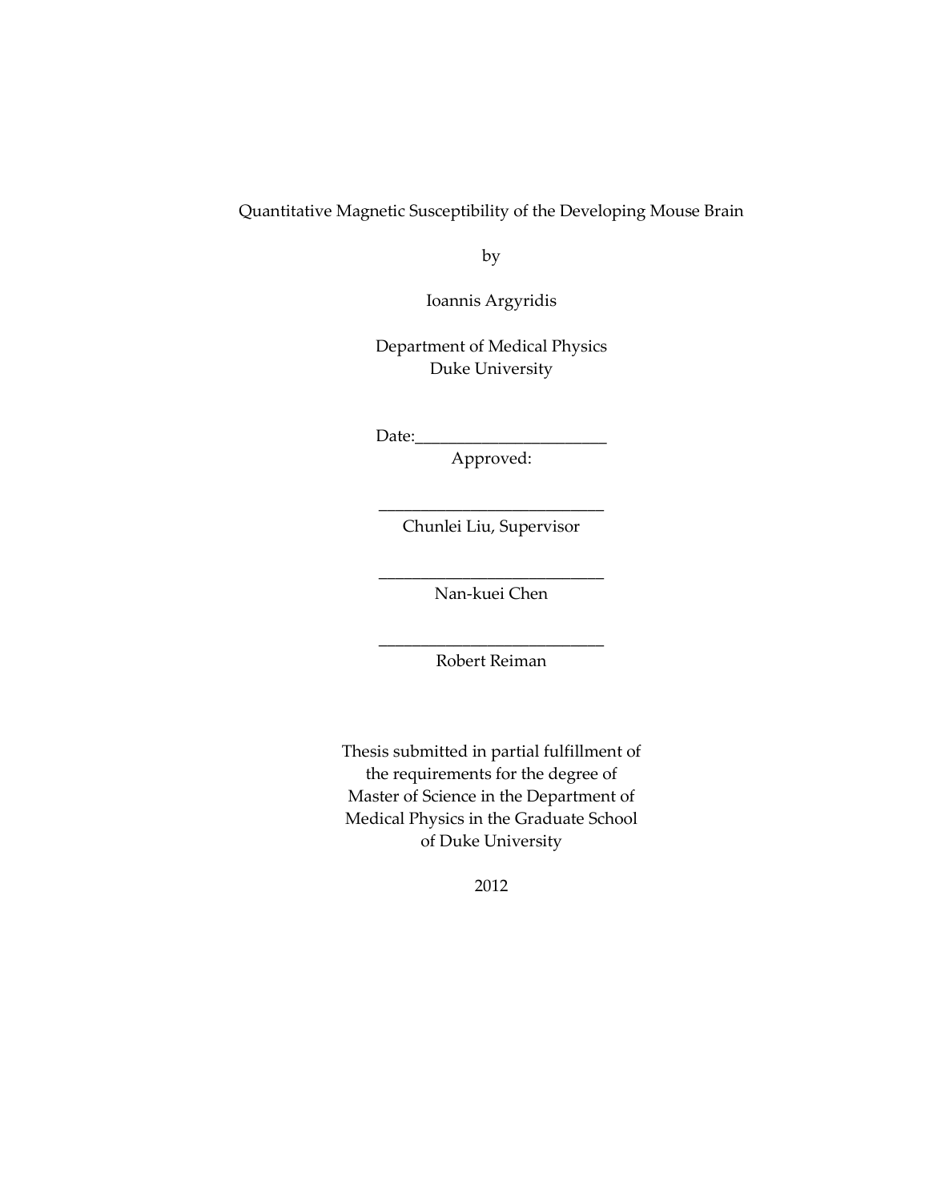Quantitative Magnetic Susceptibility of the Developing Mouse Brain

by

Ioannis Argyridis

Department of Medical Physics
Duke University

Date:_______________________

Approved:

___________________________
Chunlei Liu, Supervisor

___________________________
Nan-kuei Chen

___________________________
Robert Reiman

Thesis submitted in partial fulfillment of
the requirements for the degree of
Master of Science in the Department of
Medical Physics in the Graduate School
of Duke University

2012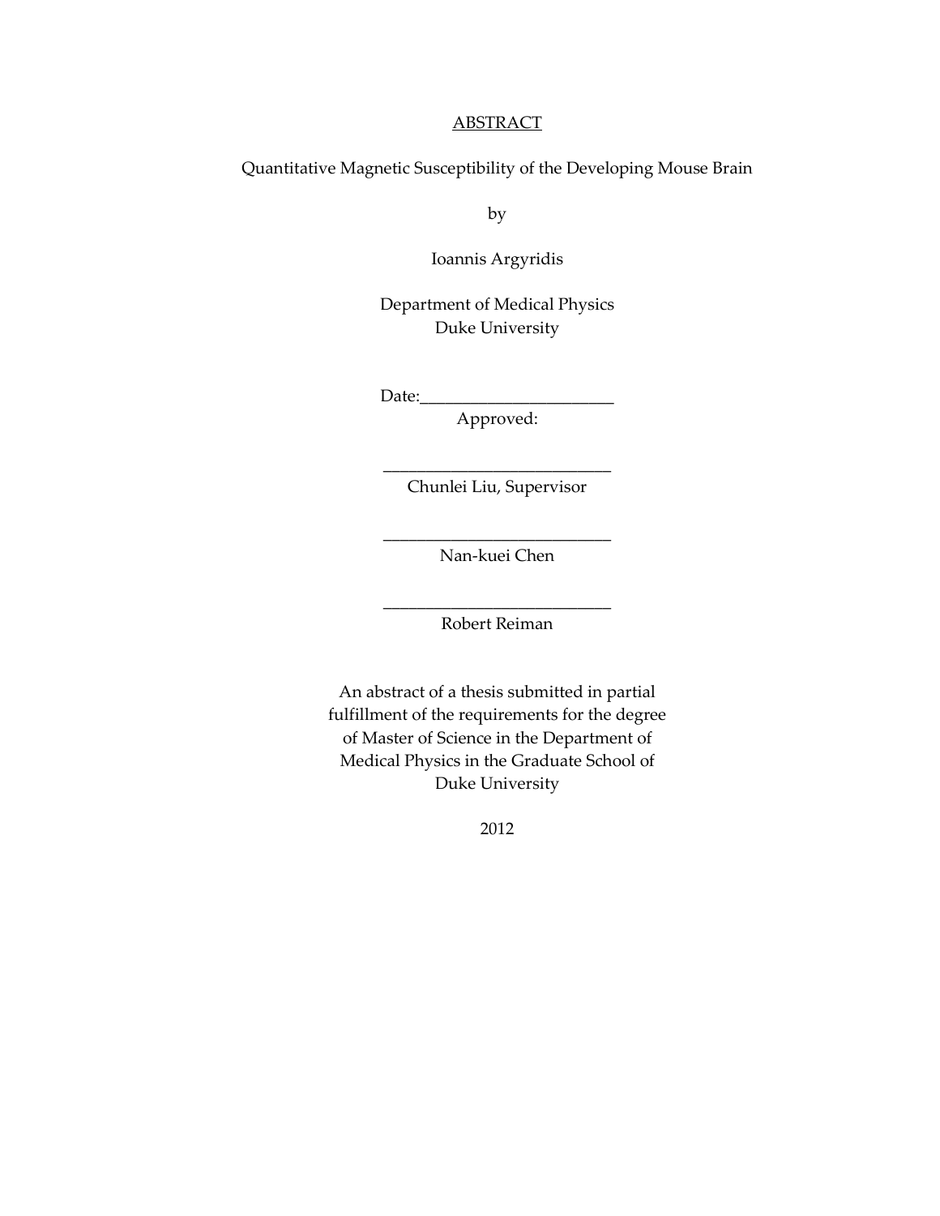# ABSTRACT

Quantitative Magnetic Susceptibility of the Developing Mouse Brain

by

Ioannis Argyridis

Department of Medical Physics
Duke University

Date:_______________________
Approved:

___________________________
Chunlei Liu, Supervisor

___________________________
Nan-kuei Chen

___________________________
Robert Reiman

An abstract of a thesis submitted in partial fulfillment of the requirements for the degree of Master of Science in the Department of Medical Physics in the Graduate School of Duke University

2012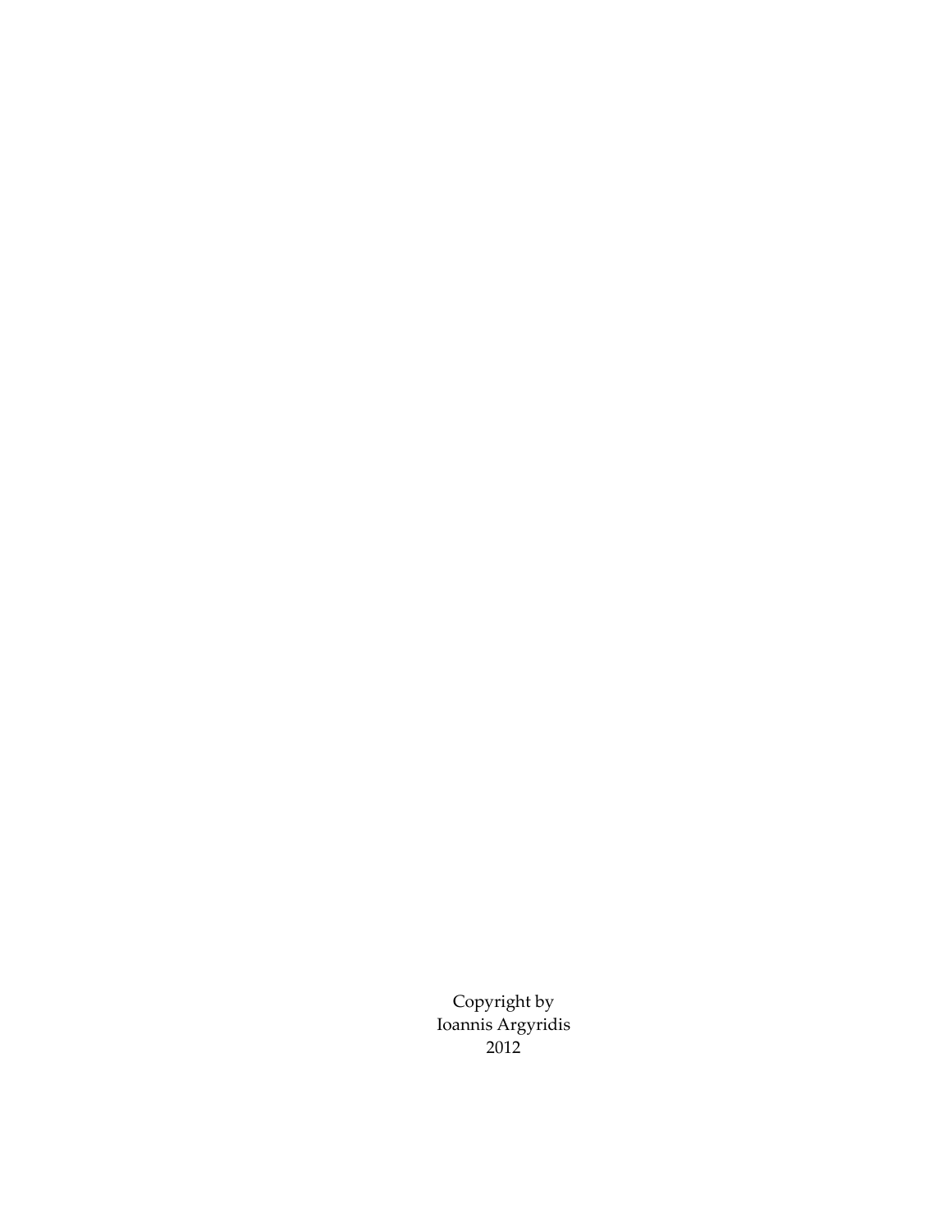Copyright by
Ioannis Argyridis
2012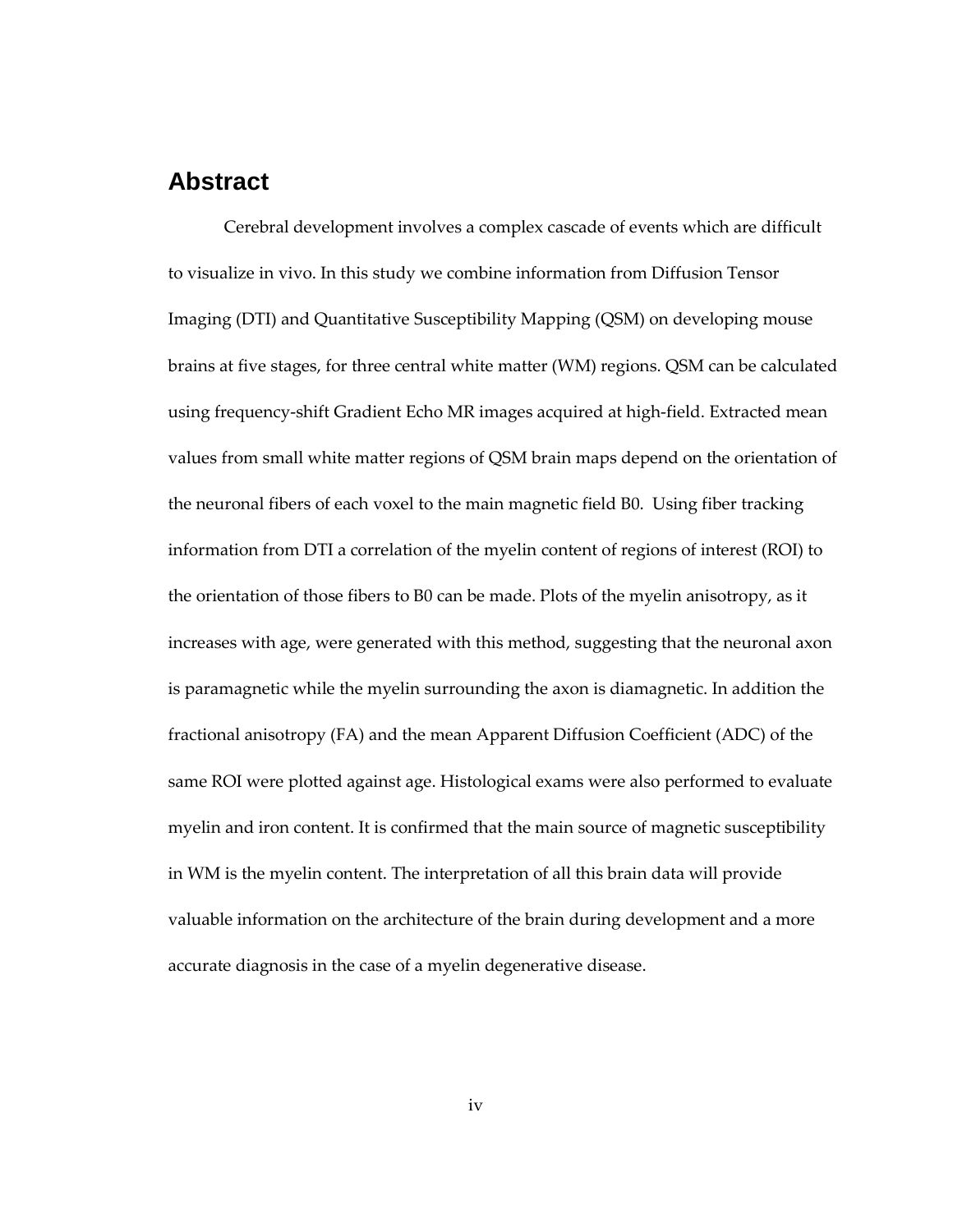## Abstract

Cerebral development involves a complex cascade of events which are difficult to visualize in vivo. In this study we combine information from Diffusion Tensor Imaging (DTI) and Quantitative Susceptibility Mapping (QSM) on developing mouse brains at five stages, for three central white matter (WM) regions. QSM can be calculated using frequency-shift Gradient Echo MR images acquired at high-field. Extracted mean values from small white matter regions of QSM brain maps depend on the orientation of the neuronal fibers of each voxel to the main magnetic field B0. Using fiber tracking information from DTI a correlation of the myelin content of regions of interest (ROI) to the orientation of those fibers to B0 can be made. Plots of the myelin anisotropy, as it increases with age, were generated with this method, suggesting that the neuronal axon is paramagnetic while the myelin surrounding the axon is diamagnetic. In addition the fractional anisotropy (FA) and the mean Apparent Diffusion Coefficient (ADC) of the same ROI were plotted against age. Histological exams were also performed to evaluate myelin and iron content. It is confirmed that the main source of magnetic susceptibility in WM is the myelin content. The interpretation of all this brain data will provide valuable information on the architecture of the brain during development and a more accurate diagnosis in the case of a myelin degenerative disease.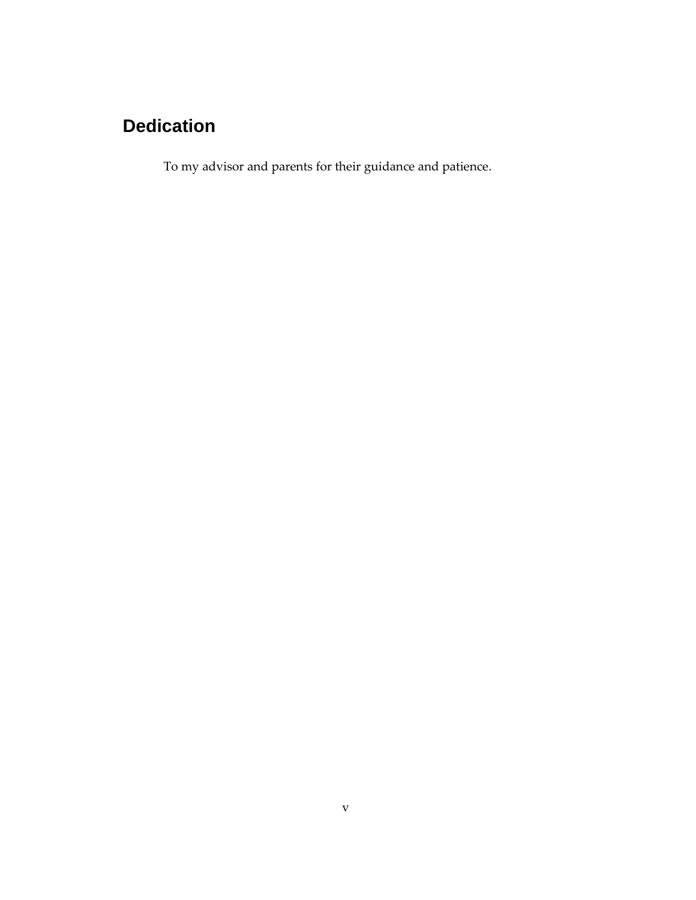# Dedication

To my advisor and parents for their guidance and patience.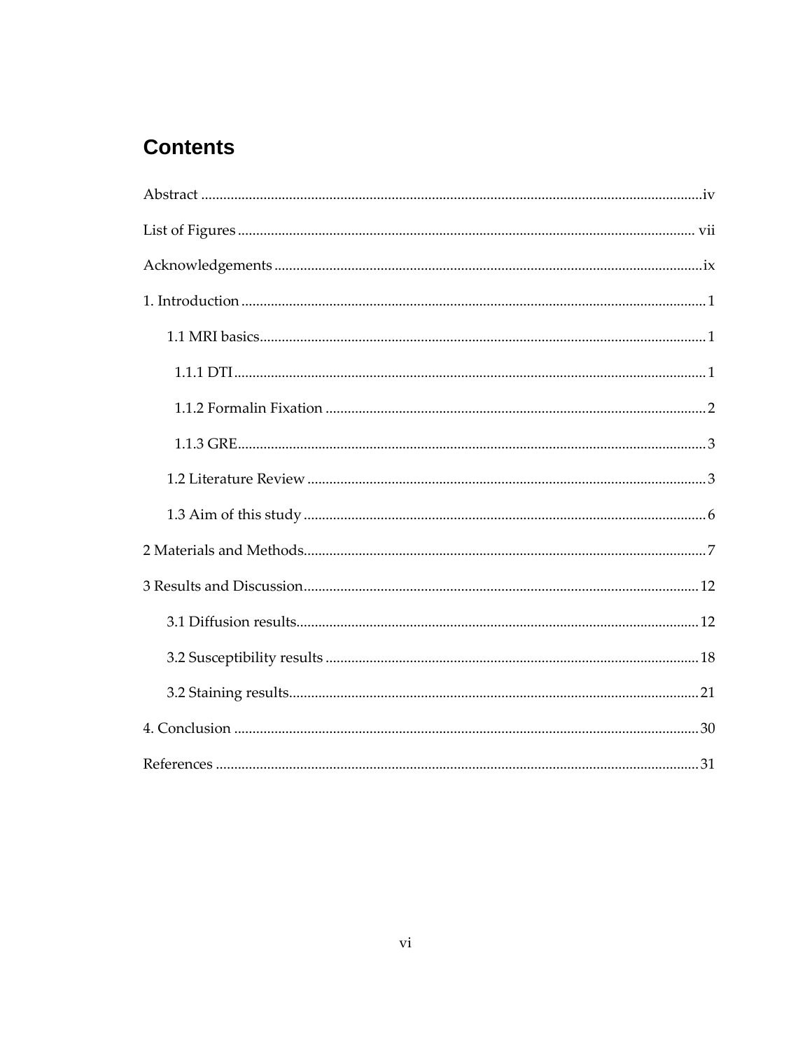# Contents

Abstract ....................................................................................................................................iv

List of Figures ......................................................................................................................... vii

Acknowledgements ..................................................................................................................ix

1. Introduction .......................................................................................................................... 1

    1.1 MRI basics........................................................................................................................ 1

        1.1.1 DTI ............................................................................................................................. 1

        1.1.2 Formalin Fixation ..................................................................................................... 2

        1.1.3 GRE............................................................................................................................ 3

    1.2 Literature Review ........................................................................................................... 3

    1.3 Aim of this study ............................................................................................................ 6

2 Materials and Methods........................................................................................................... 7

3 Results and Discussion.......................................................................................................... 12

    3.1 Diffusion results............................................................................................................. 12

    3.2 Susceptibility results .................................................................................................... 18

    3.2 Staining results.............................................................................................................. 21

4. Conclusion ............................................................................................................................ 30

References ................................................................................................................................ 31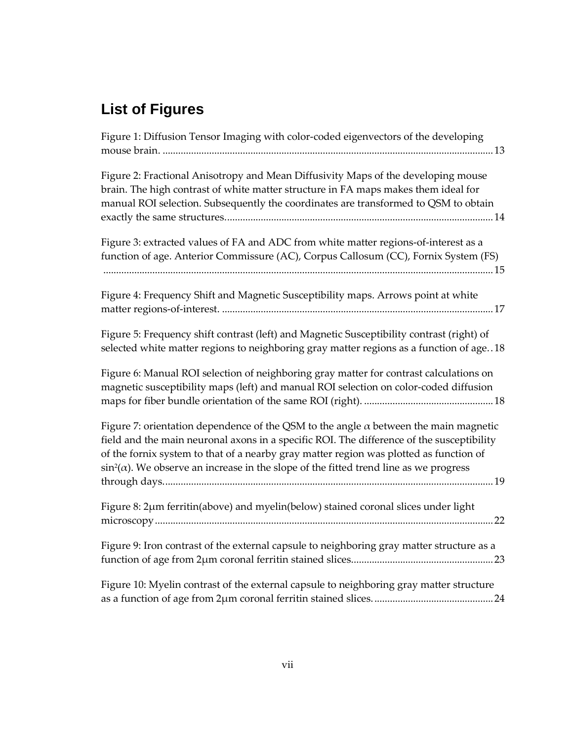# List of Figures

Figure 1: Diffusion Tensor Imaging with color-coded eigenvectors of the developing mouse brain. ..... 13

Figure 2: Fractional Anisotropy and Mean Diffusivity Maps of the developing mouse brain. The high contrast of white matter structure in FA maps makes them ideal for manual ROI selection. Subsequently the coordinates are transformed to QSM to obtain exactly the same structures. ..... 14

Figure 3: extracted values of FA and ADC from white matter regions-of-interest as a function of age. Anterior Commissure (AC), Corpus Callosum (CC), Fornix System (FS) ..... 15

Figure 4: Frequency Shift and Magnetic Susceptibility maps. Arrows point at white matter regions-of-interest. ..... 17

Figure 5: Frequency shift contrast (left) and Magnetic Susceptibility contrast (right) of selected white matter regions to neighboring gray matter regions as a function of age. . 18

Figure 6: Manual ROI selection of neighboring gray matter for contrast calculations on magnetic susceptibility maps (left) and manual ROI selection on color-coded diffusion maps for fiber bundle orientation of the same ROI (right). ..... 18

Figure 7: orientation dependence of the QSM to the angle $\alpha$ between the main magnetic field and the main neuronal axons in a specific ROI. The difference of the susceptibility of the fornix system to that of a nearby gray matter region was plotted as function of $\sin^2(\alpha)$. We observe an increase in the slope of the fitted trend line as we progress through days. ..... 19

Figure 8: 2μm ferritin(above) and myelin(below) stained coronal slices under light microscopy ..... 22

Figure 9: Iron contrast of the external capsule to neighboring gray matter structure as a function of age from 2μm coronal ferritin stained slices. ..... 23

Figure 10: Myelin contrast of the external capsule to neighboring gray matter structure as a function of age from 2μm coronal ferritin stained slices. ..... 24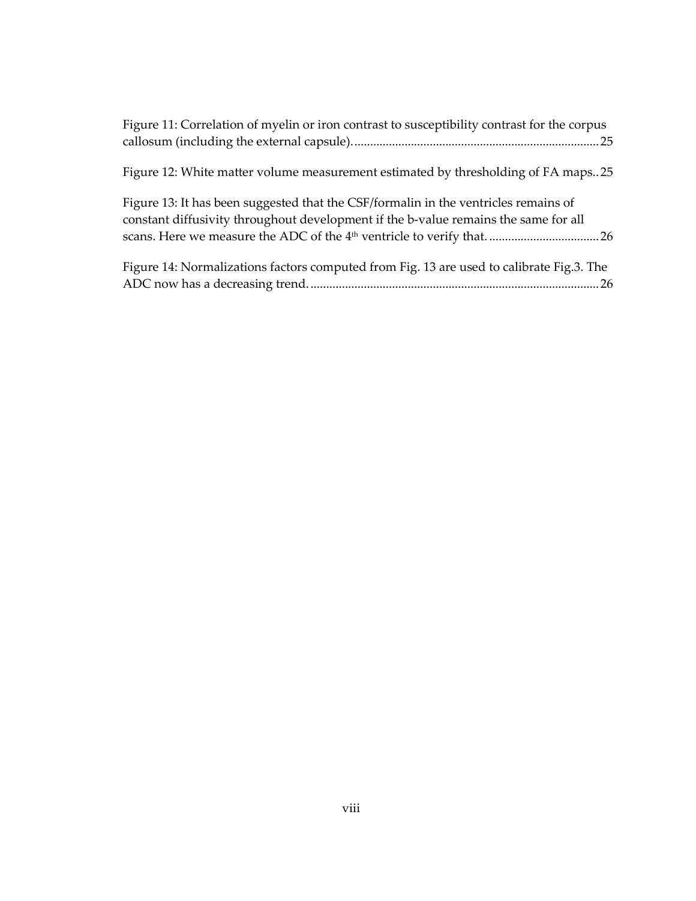Figure 11: Correlation of myelin or iron contrast to susceptibility contrast for the corpus callosum (including the external capsule). ............................................................................ 25

Figure 12: White matter volume measurement estimated by thresholding of FA maps.. 25

Figure 13: It has been suggested that the CSF/formalin in the ventricles remains of constant diffusivity throughout development if the b-value remains the same for all scans. Here we measure the ADC of the 4th ventricle to verify that. .................................. 26

Figure 14: Normalizations factors computed from Fig. 13 are used to calibrate Fig.3. The ADC now has a decreasing trend. .......................................................................................... 26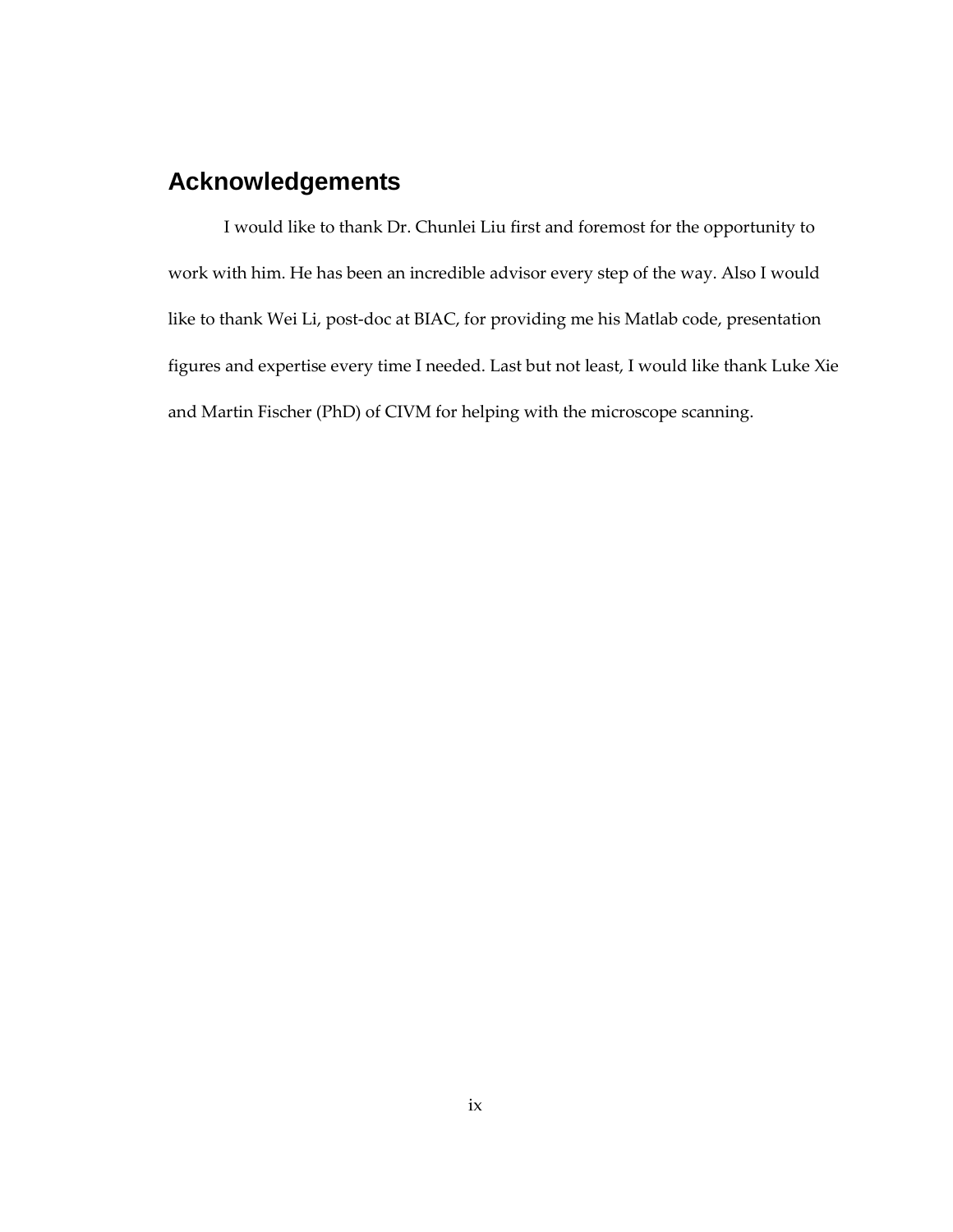# Acknowledgements

I would like to thank Dr. Chunlei Liu first and foremost for the opportunity to work with him. He has been an incredible advisor every step of the way. Also I would like to thank Wei Li, post-doc at BIAC, for providing me his Matlab code, presentation figures and expertise every time I needed. Last but not least, I would like thank Luke Xie and Martin Fischer (PhD) of CIVM for helping with the microscope scanning.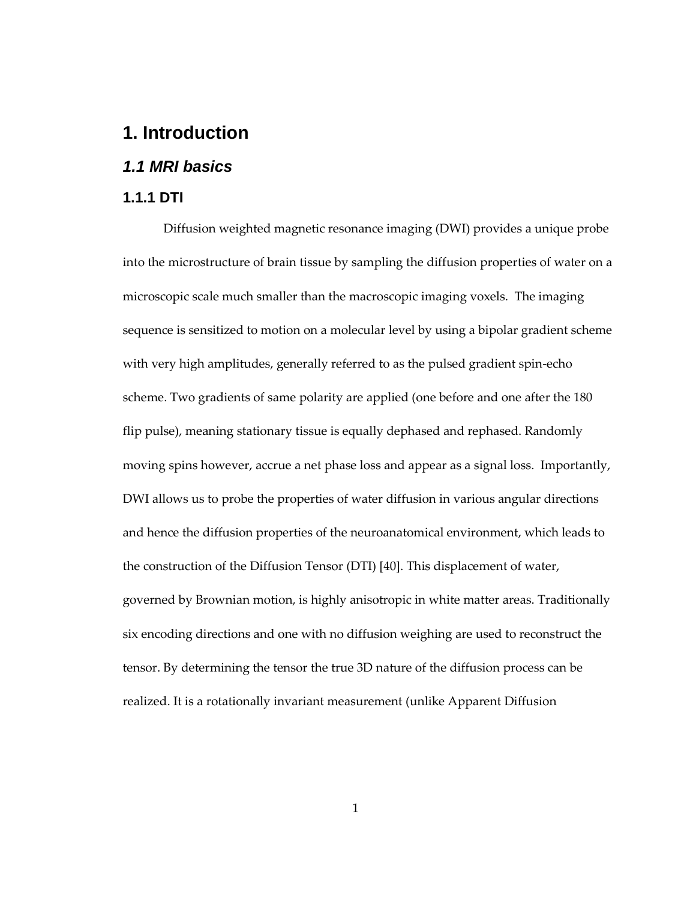# 1. Introduction

## *1.1 MRI basics*

### 1.1.1 DTI

Diffusion weighted magnetic resonance imaging (DWI) provides a unique probe into the microstructure of brain tissue by sampling the diffusion properties of water on a microscopic scale much smaller than the macroscopic imaging voxels. The imaging sequence is sensitized to motion on a molecular level by using a bipolar gradient scheme with very high amplitudes, generally referred to as the pulsed gradient spin-echo scheme. Two gradients of same polarity are applied (one before and one after the 180 flip pulse), meaning stationary tissue is equally dephased and rephased. Randomly moving spins however, accrue a net phase loss and appear as a signal loss. Importantly, DWI allows us to probe the properties of water diffusion in various angular directions and hence the diffusion properties of the neuroanatomical environment, which leads to the construction of the Diffusion Tensor (DTI) [40]. This displacement of water, governed by Brownian motion, is highly anisotropic in white matter areas. Traditionally six encoding directions and one with no diffusion weighing are used to reconstruct the tensor. By determining the tensor the true 3D nature of the diffusion process can be realized. It is a rotationally invariant measurement (unlike Apparent Diffusion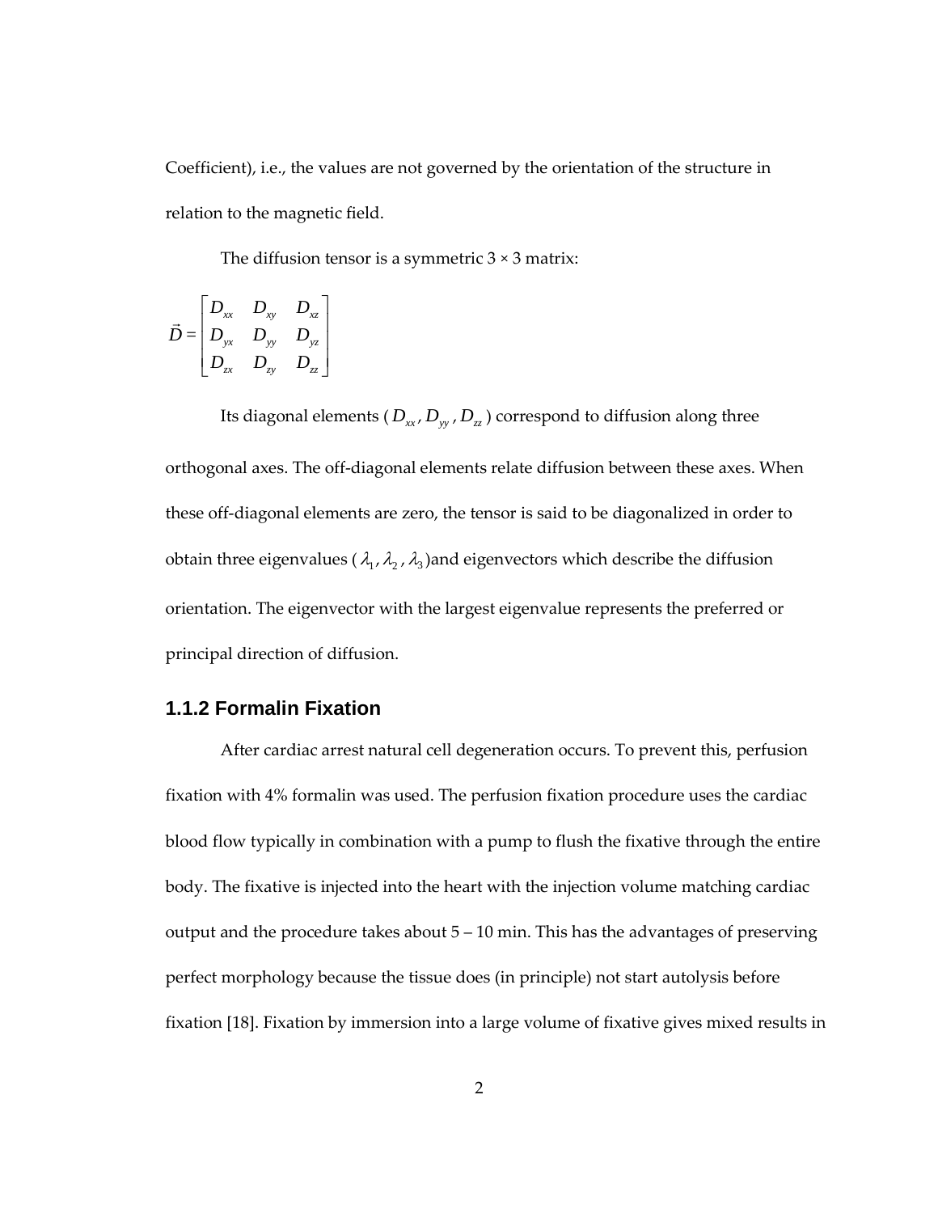Coefficient), i.e., the values are not governed by the orientation of the structure in relation to the magnetic field.

The diffusion tensor is a symmetric 3 × 3 matrix:

$$\vec{D} = \begin{bmatrix} D_{xx} & D_{xy} & D_{xz} \\ D_{yx} & D_{yy} & D_{yz} \\ D_{zx} & D_{zy} & D_{zz} \end{bmatrix}$$

Its diagonal elements ( $D_{xx}$, $D_{yy}$, $D_{zz}$ ) correspond to diffusion along three orthogonal axes. The off-diagonal elements relate diffusion between these axes. When these off-diagonal elements are zero, the tensor is said to be diagonalized in order to obtain three eigenvalues ( $\lambda_1$, $\lambda_2$, $\lambda_3$ )and eigenvectors which describe the diffusion orientation. The eigenvector with the largest eigenvalue represents the preferred or principal direction of diffusion.

### 1.1.2 Formalin Fixation

After cardiac arrest natural cell degeneration occurs. To prevent this, perfusion fixation with 4% formalin was used. The perfusion fixation procedure uses the cardiac blood flow typically in combination with a pump to flush the fixative through the entire body. The fixative is injected into the heart with the injection volume matching cardiac output and the procedure takes about 5 – 10 min. This has the advantages of preserving perfect morphology because the tissue does (in principle) not start autolysis before fixation [18]. Fixation by immersion into a large volume of fixative gives mixed results in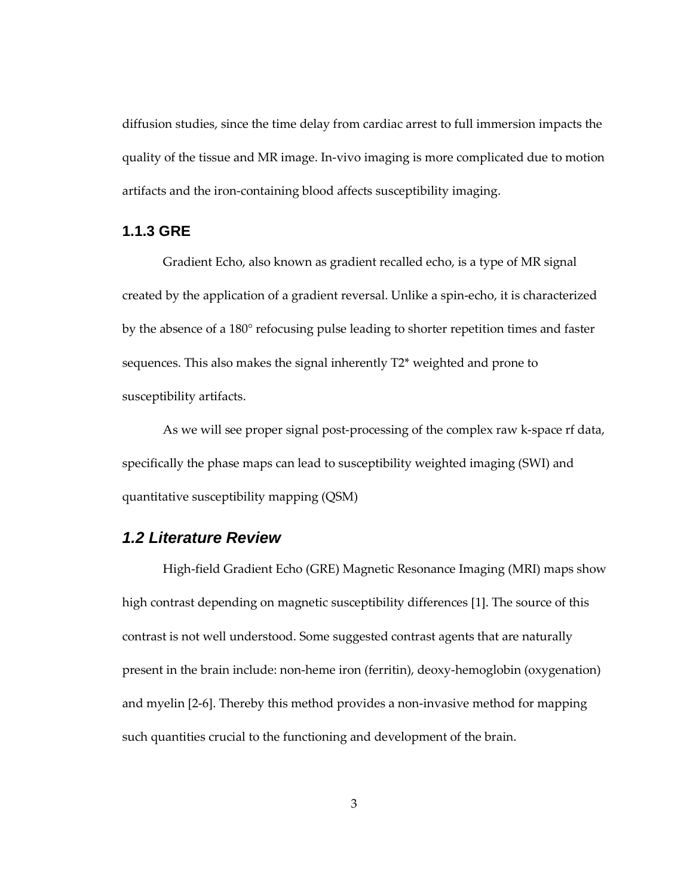diffusion studies, since the time delay from cardiac arrest to full immersion impacts the quality of the tissue and MR image. In-vivo imaging is more complicated due to motion artifacts and the iron-containing blood affects susceptibility imaging.

### 1.1.3 GRE

Gradient Echo, also known as gradient recalled echo, is a type of MR signal created by the application of a gradient reversal. Unlike a spin-echo, it is characterized by the absence of a 180° refocusing pulse leading to shorter repetition times and faster sequences. This also makes the signal inherently T2* weighted and prone to susceptibility artifacts.

As we will see proper signal post-processing of the complex raw k-space rf data, specifically the phase maps can lead to susceptibility weighted imaging (SWI) and quantitative susceptibility mapping (QSM)

## *1.2 Literature Review*

High-field Gradient Echo (GRE) Magnetic Resonance Imaging (MRI) maps show high contrast depending on magnetic susceptibility differences [1]. The source of this contrast is not well understood. Some suggested contrast agents that are naturally present in the brain include: non-heme iron (ferritin), deoxy-hemoglobin (oxygenation) and myelin [2-6]. Thereby this method provides a non-invasive method for mapping such quantities crucial to the functioning and development of the brain.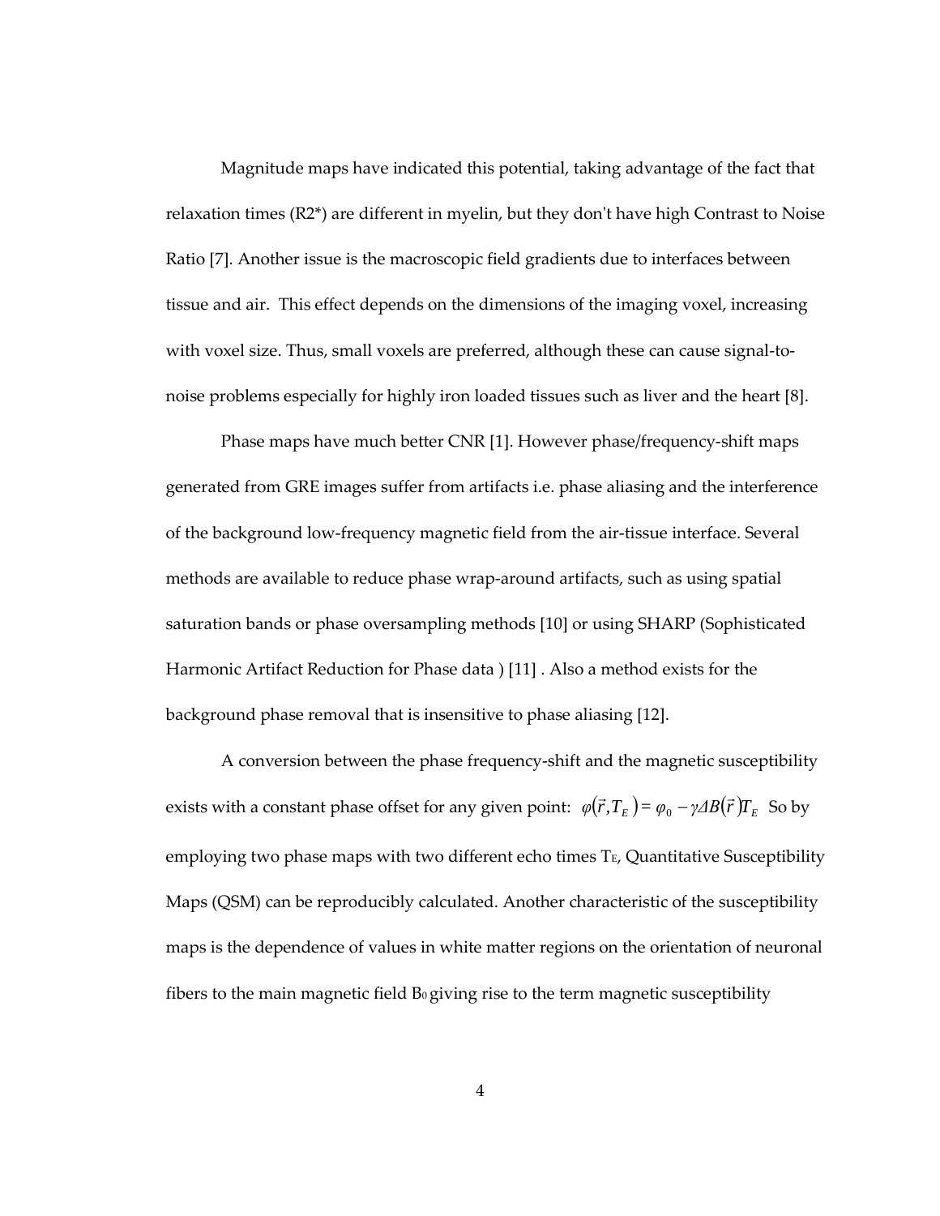Magnitude maps have indicated this potential, taking advantage of the fact that relaxation times (R2*) are different in myelin, but they don't have high Contrast to Noise Ratio [7]. Another issue is the macroscopic field gradients due to interfaces between tissue and air. This effect depends on the dimensions of the imaging voxel, increasing with voxel size. Thus, small voxels are preferred, although these can cause signal-to-noise problems especially for highly iron loaded tissues such as liver and the heart [8].

Phase maps have much better CNR [1]. However phase/frequency-shift maps generated from GRE images suffer from artifacts i.e. phase aliasing and the interference of the background low-frequency magnetic field from the air-tissue interface. Several methods are available to reduce phase wrap-around artifacts, such as using spatial saturation bands or phase oversampling methods [10] or using SHARP (Sophisticated Harmonic Artifact Reduction for Phase data ) [11] . Also a method exists for the background phase removal that is insensitive to phase aliasing [12].

A conversion between the phase frequency-shift and the magnetic susceptibility exists with a constant phase offset for any given point: $\varphi(\vec{r}, T_E) = \varphi_0 - \gamma \Delta B(\vec{r}) T_E$ So by employing two phase maps with two different echo times $T_E$, Quantitative Susceptibility Maps (QSM) can be reproducibly calculated. Another characteristic of the susceptibility maps is the dependence of values in white matter regions on the orientation of neuronal fibers to the main magnetic field $B_0$ giving rise to the term magnetic susceptibility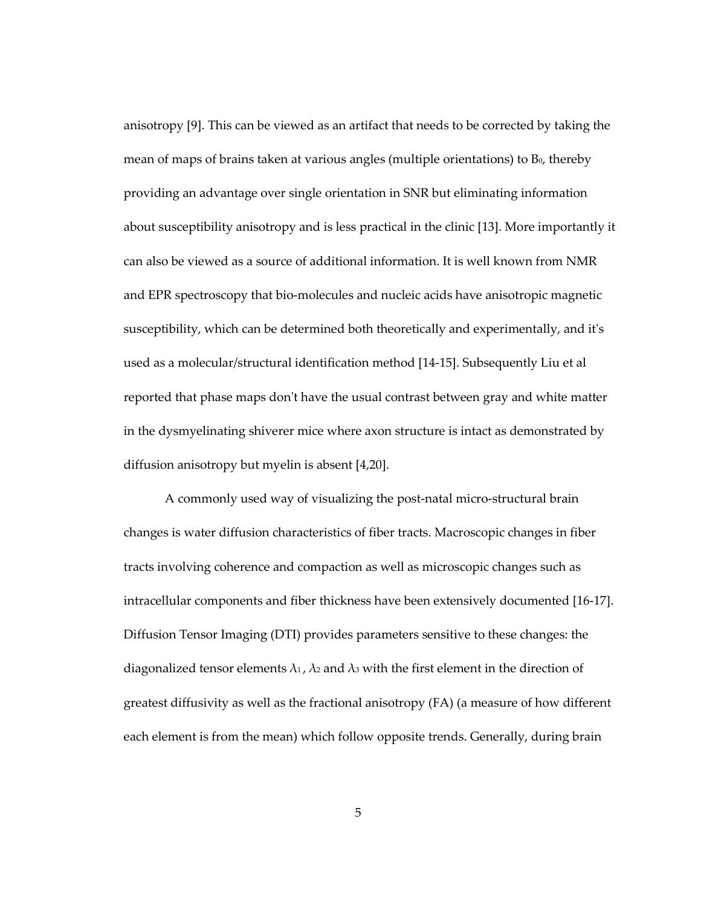anisotropy [9]. This can be viewed as an artifact that needs to be corrected by taking the mean of maps of brains taken at various angles (multiple orientations) to $B_0$, thereby providing an advantage over single orientation in SNR but eliminating information about susceptibility anisotropy and is less practical in the clinic [13]. More importantly it can also be viewed as a source of additional information. It is well known from NMR and EPR spectroscopy that bio-molecules and nucleic acids have anisotropic magnetic susceptibility, which can be determined both theoretically and experimentally, and it's used as a molecular/structural identification method [14-15]. Subsequently Liu et al reported that phase maps don't have the usual contrast between gray and white matter in the dysmyelinating shiverer mice where axon structure is intact as demonstrated by diffusion anisotropy but myelin is absent [4,20].

A commonly used way of visualizing the post-natal micro-structural brain changes is water diffusion characteristics of fiber tracts. Macroscopic changes in fiber tracts involving coherence and compaction as well as microscopic changes such as intracellular components and fiber thickness have been extensively documented [16-17]. Diffusion Tensor Imaging (DTI) provides parameters sensitive to these changes: the diagonalized tensor elements $\lambda_1$, $\lambda_2$ and $\lambda_3$ with the first element in the direction of greatest diffusivity as well as the fractional anisotropy (FA) (a measure of how different each element is from the mean) which follow opposite trends. Generally, during brain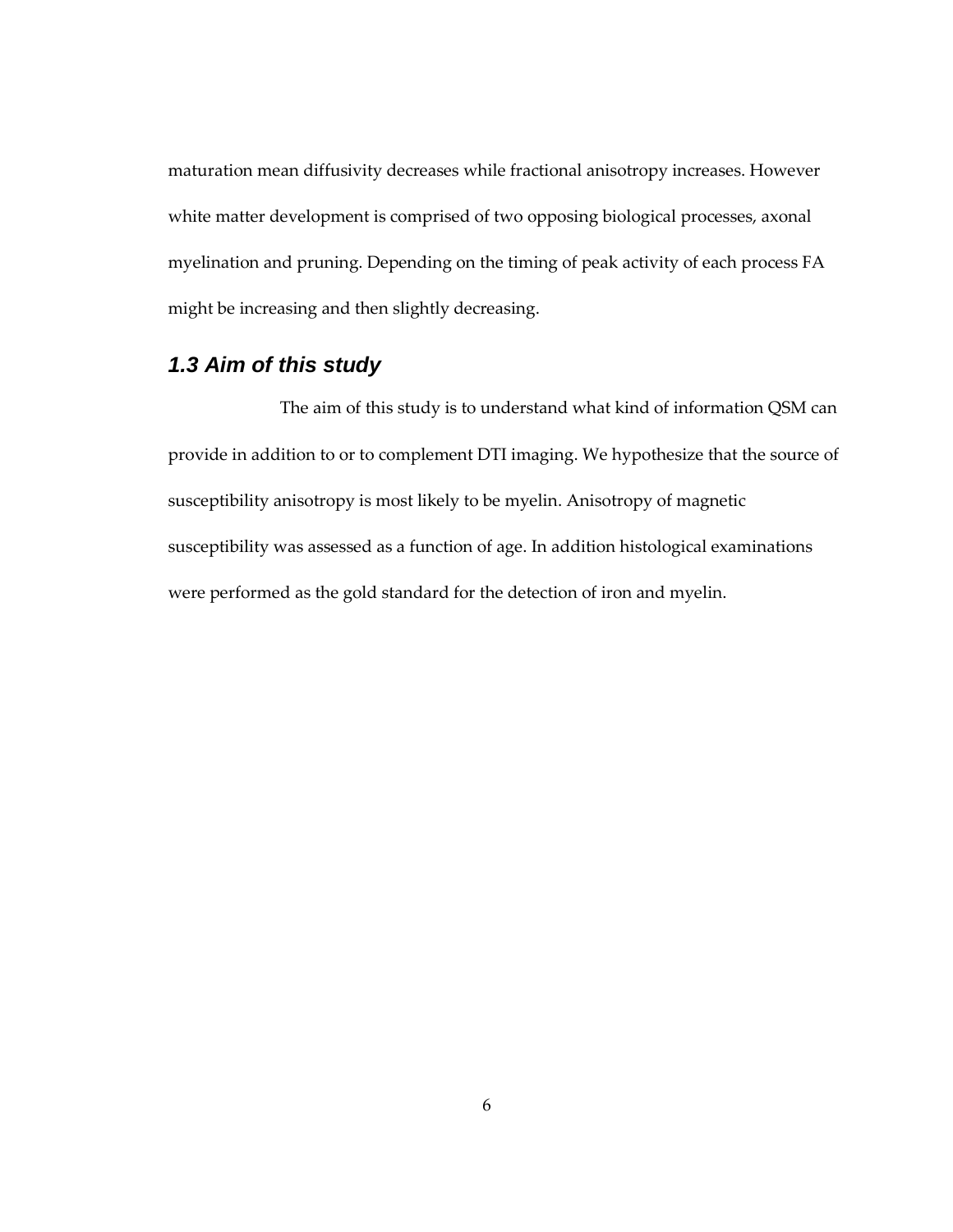maturation mean diffusivity decreases while fractional anisotropy increases. However white matter development is comprised of two opposing biological processes, axonal myelination and pruning. Depending on the timing of peak activity of each process FA might be increasing and then slightly decreasing.

### 1.3 Aim of this study

The aim of this study is to understand what kind of information QSM can provide in addition to or to complement DTI imaging. We hypothesize that the source of susceptibility anisotropy is most likely to be myelin. Anisotropy of magnetic susceptibility was assessed as a function of age. In addition histological examinations were performed as the gold standard for the detection of iron and myelin.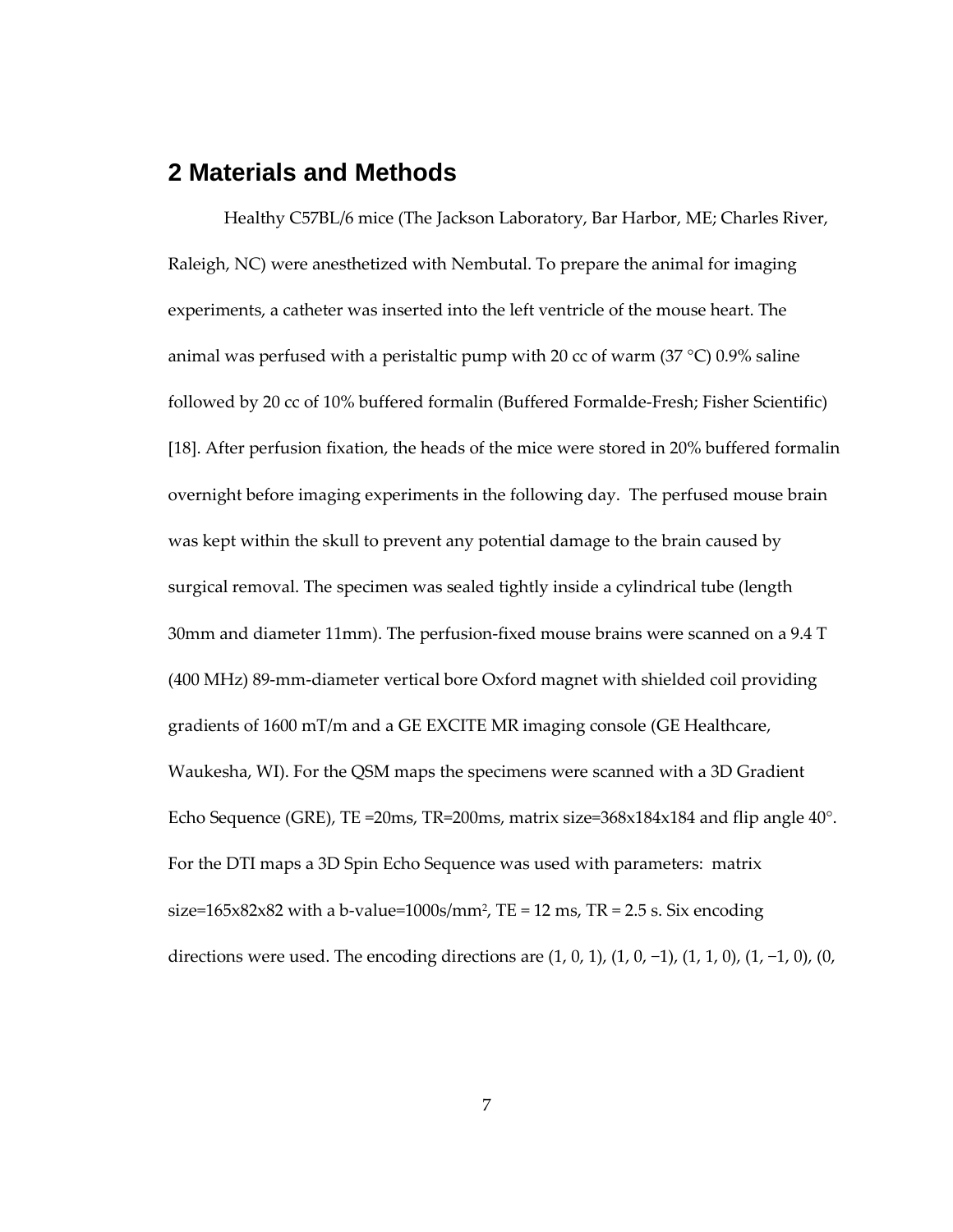## 2 Materials and Methods

Healthy C57BL/6 mice (The Jackson Laboratory, Bar Harbor, ME; Charles River, Raleigh, NC) were anesthetized with Nembutal. To prepare the animal for imaging experiments, a catheter was inserted into the left ventricle of the mouse heart. The animal was perfused with a peristaltic pump with 20 cc of warm (37 °C) 0.9% saline followed by 20 cc of 10% buffered formalin (Buffered Formalde-Fresh; Fisher Scientific) [18]. After perfusion fixation, the heads of the mice were stored in 20% buffered formalin overnight before imaging experiments in the following day. The perfused mouse brain was kept within the skull to prevent any potential damage to the brain caused by surgical removal. The specimen was sealed tightly inside a cylindrical tube (length 30mm and diameter 11mm). The perfusion-fixed mouse brains were scanned on a 9.4 T (400 MHz) 89-mm-diameter vertical bore Oxford magnet with shielded coil providing gradients of 1600 mT/m and a GE EXCITE MR imaging console (GE Healthcare, Waukesha, WI). For the QSM maps the specimens were scanned with a 3D Gradient Echo Sequence (GRE), TE =20ms, TR=200ms, matrix size=368x184x184 and flip angle 40°. For the DTI maps a 3D Spin Echo Sequence was used with parameters: matrix size=165x82x82 with a b-value=1000s/mm$^2$, TE = 12 ms, TR = 2.5 s. Six encoding directions were used. The encoding directions are (1, 0, 1), (1, 0, −1), (1, 1, 0), (1, −1, 0), (0,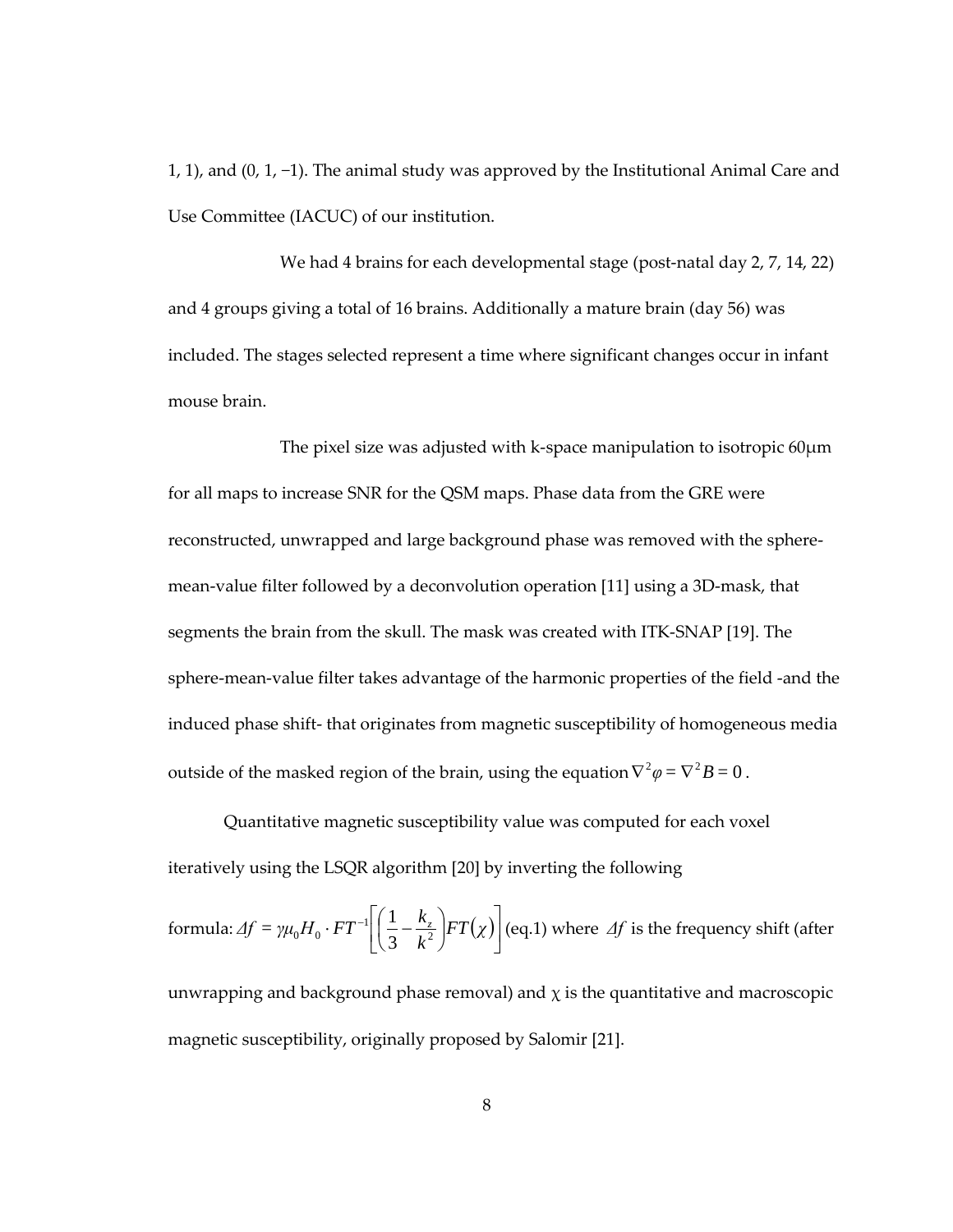1, 1), and (0, 1, −1). The animal study was approved by the Institutional Animal Care and Use Committee (IACUC) of our institution.

We had 4 brains for each developmental stage (post-natal day 2, 7, 14, 22) and 4 groups giving a total of 16 brains. Additionally a mature brain (day 56) was included. The stages selected represent a time where significant changes occur in infant mouse brain.

The pixel size was adjusted with k-space manipulation to isotropic 60μm for all maps to increase SNR for the QSM maps. Phase data from the GRE were reconstructed, unwrapped and large background phase was removed with the sphere-mean-value filter followed by a deconvolution operation [11] using a 3D-mask, that segments the brain from the skull. The mask was created with ITK-SNAP [19]. The sphere-mean-value filter takes advantage of the harmonic properties of the field -and the induced phase shift- that originates from magnetic susceptibility of homogeneous media outside of the masked region of the brain, using the equation $\nabla^2 \varphi = \nabla^2 B = 0$.

Quantitative magnetic susceptibility value was computed for each voxel iteratively using the LSQR algorithm [20] by inverting the following formula: $\Delta f = \gamma \mu_0 H_0 \cdot FT^{-1}\left[\left(\frac{1}{3} - \frac{k_z}{k^2}\right) FT(\chi)\right]$ (eq.1) where $\Delta f$ is the frequency shift (after unwrapping and background phase removal) and $\chi$ is the quantitative and macroscopic magnetic susceptibility, originally proposed by Salomir [21].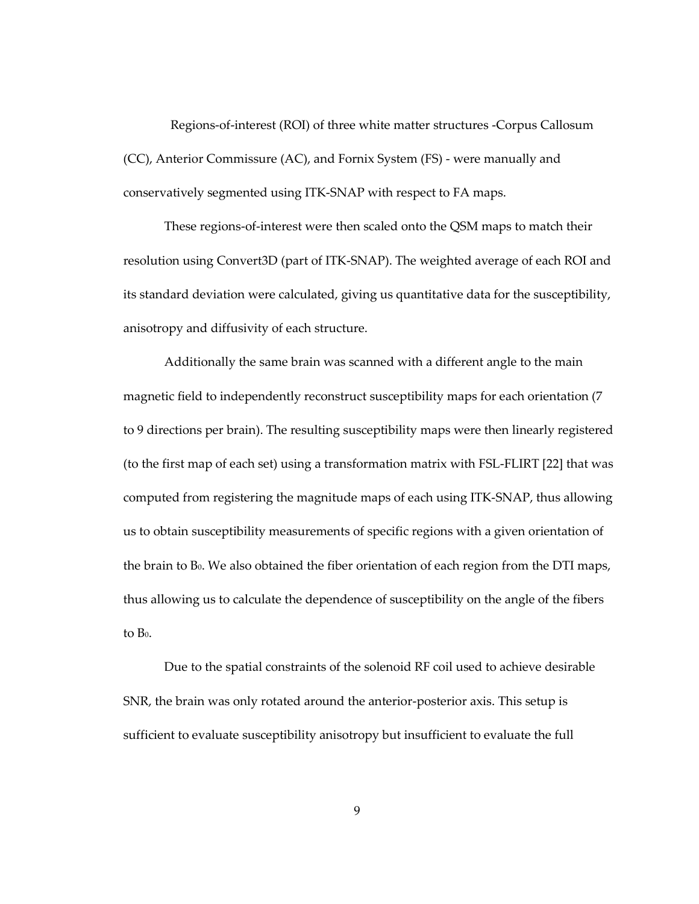Regions-of-interest (ROI) of three white matter structures -Corpus Callosum (CC), Anterior Commissure (AC), and Fornix System (FS) - were manually and conservatively segmented using ITK-SNAP with respect to FA maps.

These regions-of-interest were then scaled onto the QSM maps to match their resolution using Convert3D (part of ITK-SNAP). The weighted average of each ROI and its standard deviation were calculated, giving us quantitative data for the susceptibility, anisotropy and diffusivity of each structure.

Additionally the same brain was scanned with a different angle to the main magnetic field to independently reconstruct susceptibility maps for each orientation (7 to 9 directions per brain). The resulting susceptibility maps were then linearly registered (to the first map of each set) using a transformation matrix with FSL-FLIRT [22] that was computed from registering the magnitude maps of each using ITK-SNAP, thus allowing us to obtain susceptibility measurements of specific regions with a given orientation of the brain to $B_0$. We also obtained the fiber orientation of each region from the DTI maps, thus allowing us to calculate the dependence of susceptibility on the angle of the fibers to $B_0$.

Due to the spatial constraints of the solenoid RF coil used to achieve desirable SNR, the brain was only rotated around the anterior-posterior axis. This setup is sufficient to evaluate susceptibility anisotropy but insufficient to evaluate the full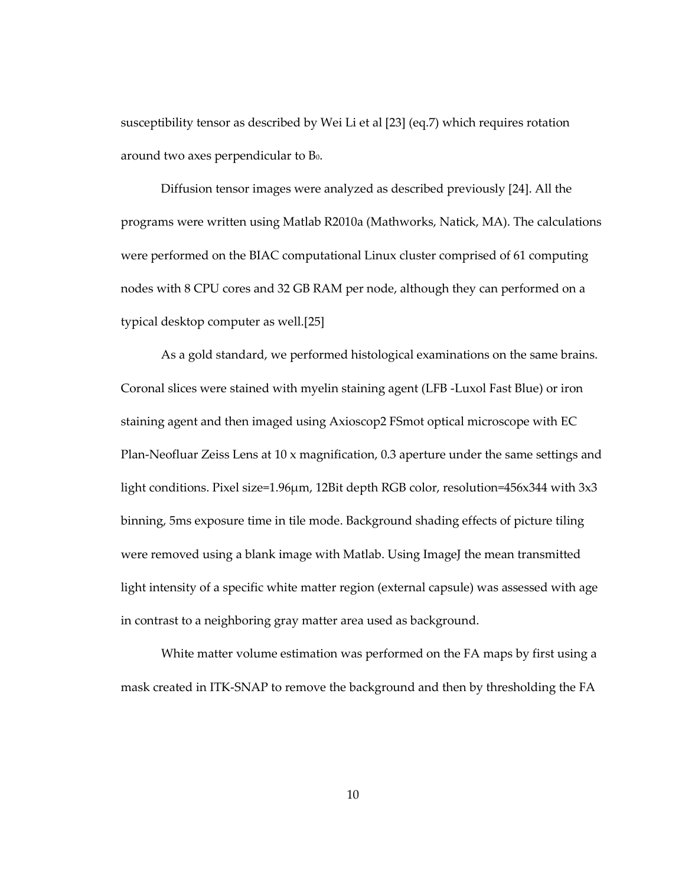susceptibility tensor as described by Wei Li et al [23] (eq.7) which requires rotation around two axes perpendicular to $B_0$.

Diffusion tensor images were analyzed as described previously [24]. All the programs were written using Matlab R2010a (Mathworks, Natick, MA). The calculations were performed on the BIAC computational Linux cluster comprised of 61 computing nodes with 8 CPU cores and 32 GB RAM per node, although they can performed on a typical desktop computer as well.[25]

As a gold standard, we performed histological examinations on the same brains. Coronal slices were stained with myelin staining agent (LFB -Luxol Fast Blue) or iron staining agent and then imaged using Axioscop2 FSmot optical microscope with EC Plan-Neofluar Zeiss Lens at 10 x magnification, 0.3 aperture under the same settings and light conditions. Pixel size=1.96μm, 12Bit depth RGB color, resolution=456x344 with 3x3 binning, 5ms exposure time in tile mode. Background shading effects of picture tiling were removed using a blank image with Matlab. Using ImageJ the mean transmitted light intensity of a specific white matter region (external capsule) was assessed with age in contrast to a neighboring gray matter area used as background.

White matter volume estimation was performed on the FA maps by first using a mask created in ITK-SNAP to remove the background and then by thresholding the FA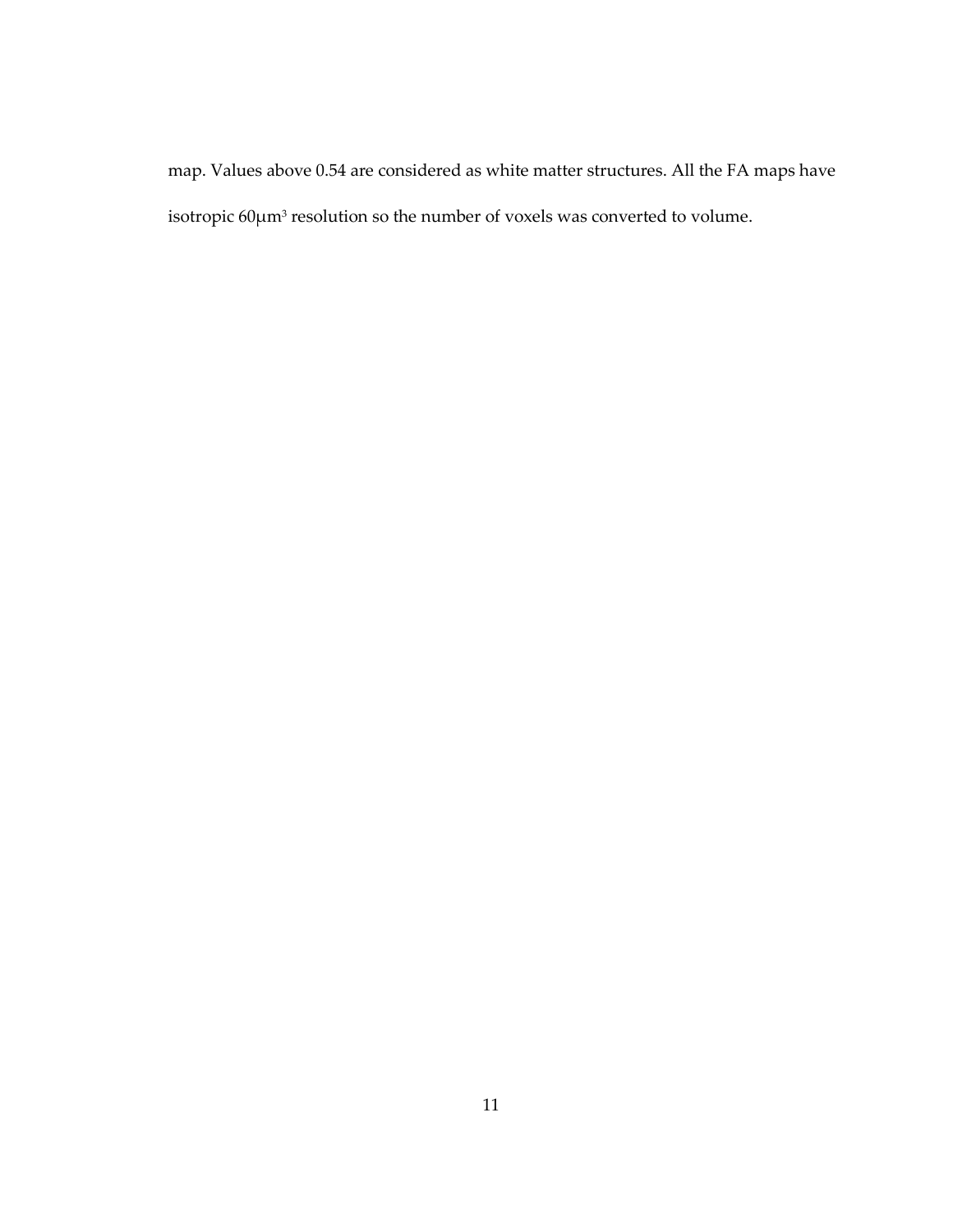map. Values above 0.54 are considered as white matter structures. All the FA maps have isotropic 60μm$^3$ resolution so the number of voxels was converted to volume.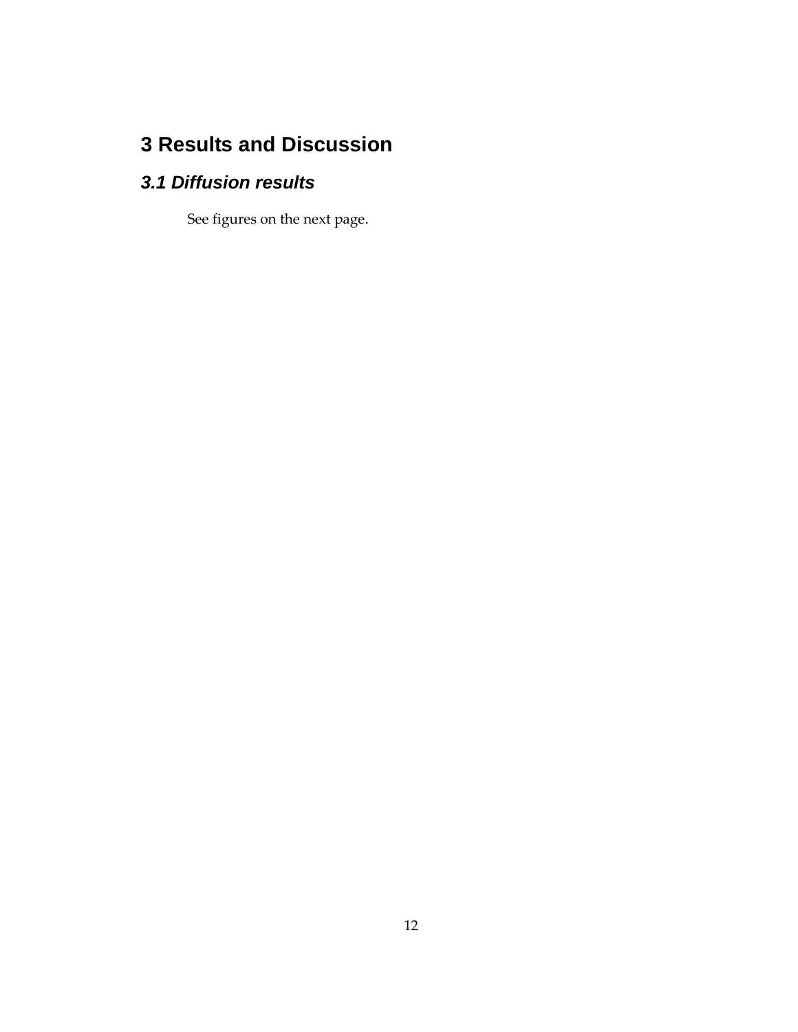# 3 Results and Discussion

## *3.1 Diffusion results*

See figures on the next page.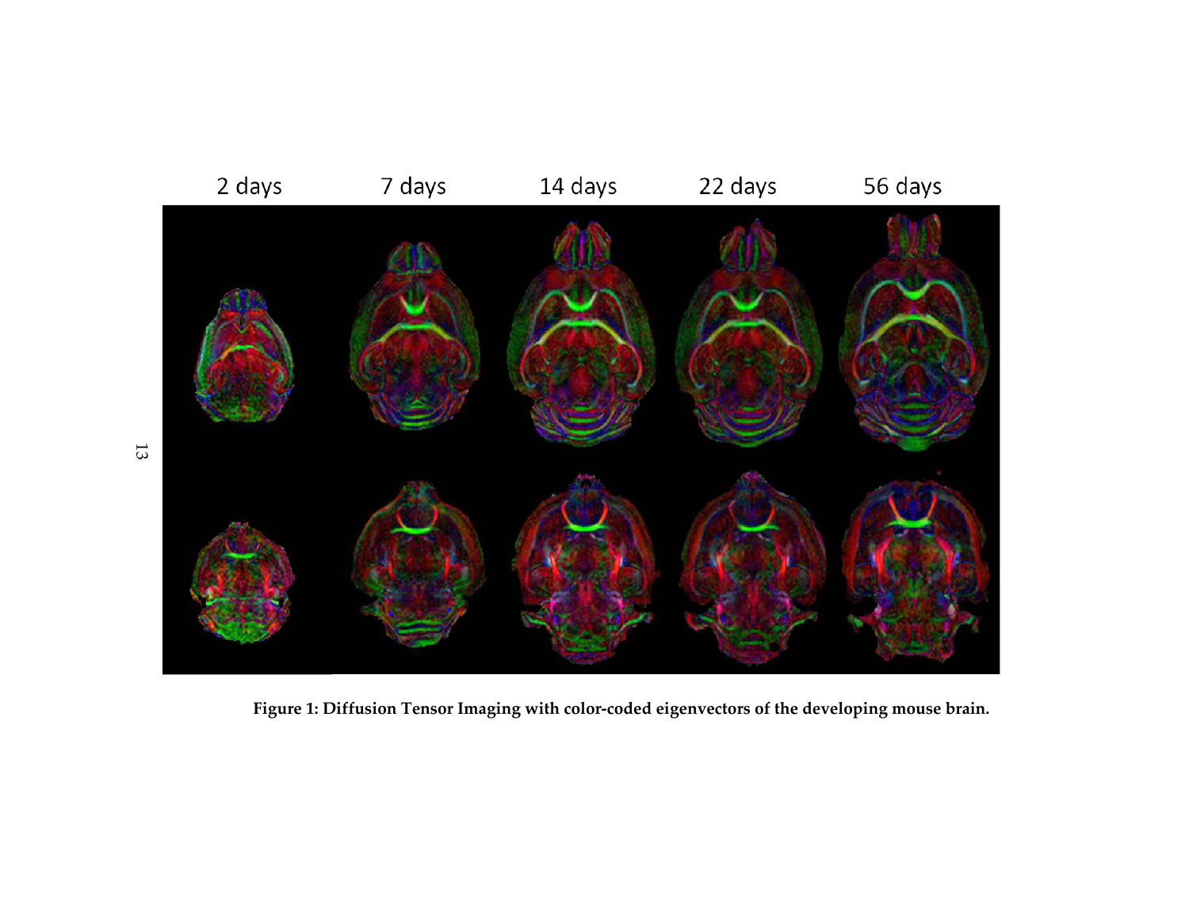Figure 1: Diffusion Tensor Imaging with color-coded eigenvectors of the developing mouse brain.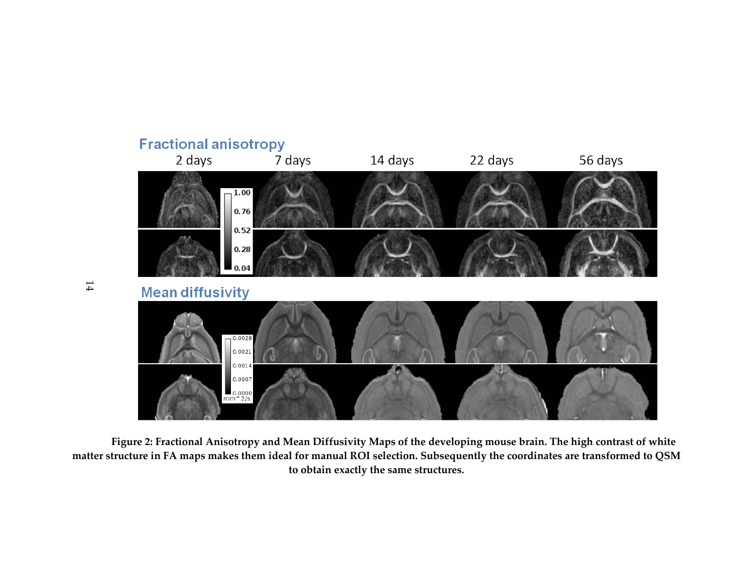**Figure 2: Fractional Anisotropy and Mean Diffusivity Maps of the developing mouse brain. The high contrast of white matter structure in FA maps makes them ideal for manual ROI selection. Subsequently the coordinates are transformed to QSM to obtain exactly the same structures.**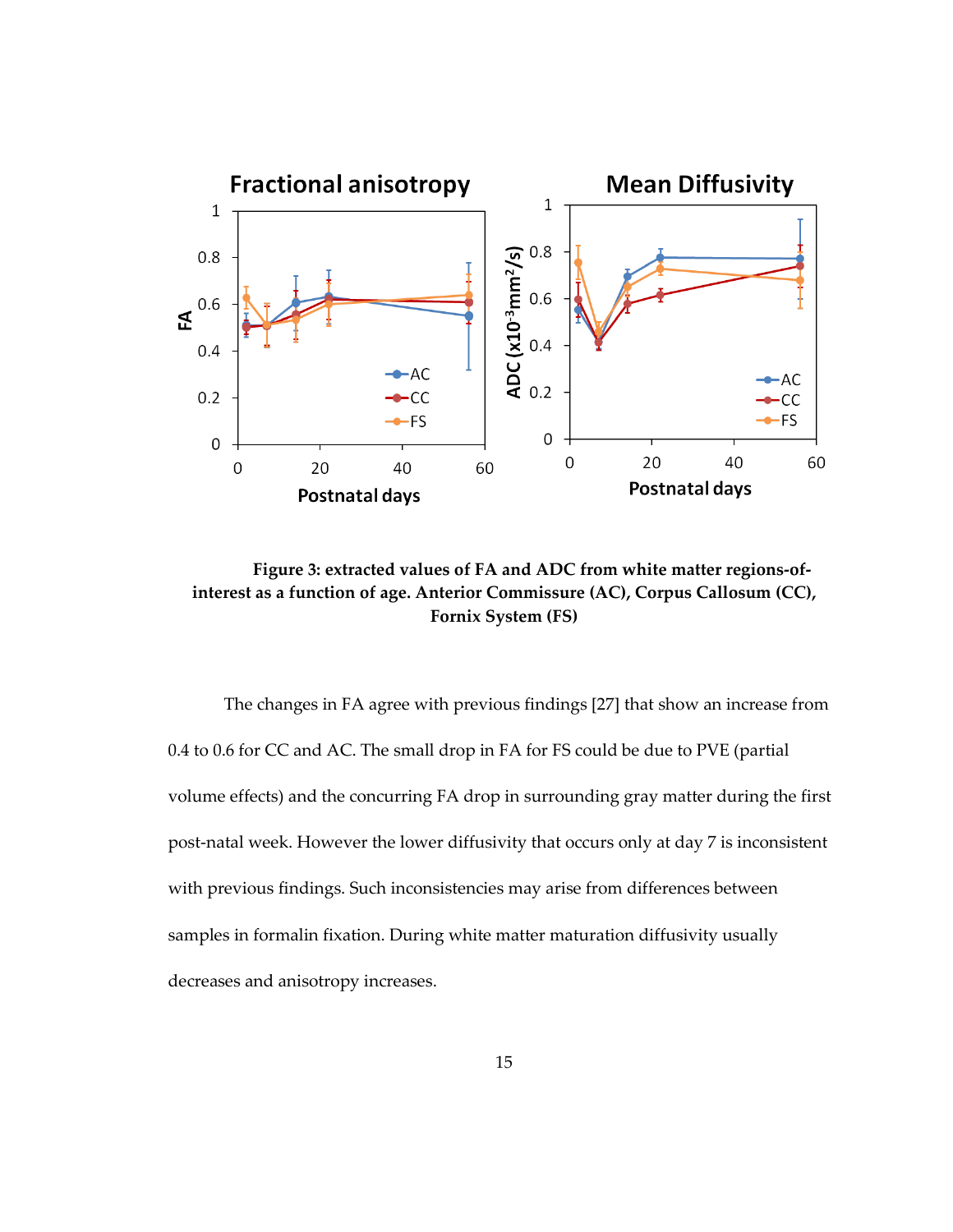**Figure 3: extracted values of FA and ADC from white matter regions-of-interest as a function of age. Anterior Commissure (AC), Corpus Callosum (CC), Fornix System (FS)**

The changes in FA agree with previous findings [27] that show an increase from 0.4 to 0.6 for CC and AC. The small drop in FA for FS could be due to PVE (partial volume effects) and the concurring FA drop in surrounding gray matter during the first post-natal week. However the lower diffusivity that occurs only at day 7 is inconsistent with previous findings. Such inconsistencies may arise from differences between samples in formalin fixation. During white matter maturation diffusivity usually decreases and anisotropy increases.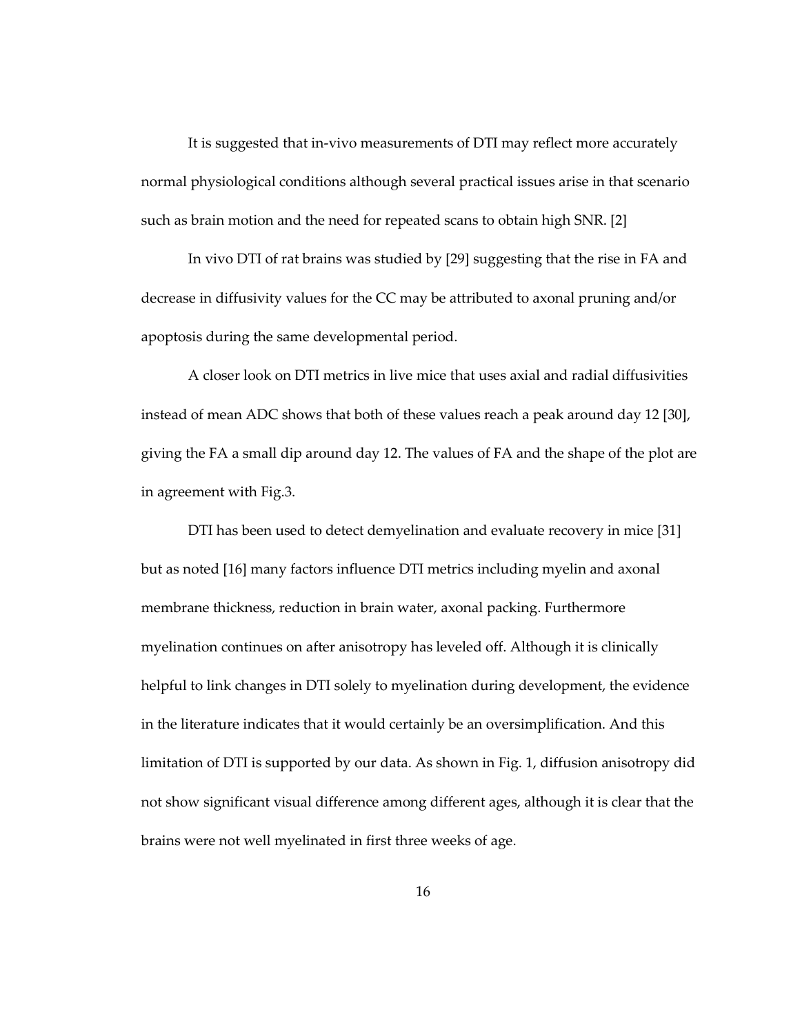It is suggested that in-vivo measurements of DTI may reflect more accurately normal physiological conditions although several practical issues arise in that scenario such as brain motion and the need for repeated scans to obtain high SNR. [2]

In vivo DTI of rat brains was studied by [29] suggesting that the rise in FA and decrease in diffusivity values for the CC may be attributed to axonal pruning and/or apoptosis during the same developmental period.

A closer look on DTI metrics in live mice that uses axial and radial diffusivities instead of mean ADC shows that both of these values reach a peak around day 12 [30], giving the FA a small dip around day 12. The values of FA and the shape of the plot are in agreement with Fig.3.

DTI has been used to detect demyelination and evaluate recovery in mice [31] but as noted [16] many factors influence DTI metrics including myelin and axonal membrane thickness, reduction in brain water, axonal packing. Furthermore myelination continues on after anisotropy has leveled off. Although it is clinically helpful to link changes in DTI solely to myelination during development, the evidence in the literature indicates that it would certainly be an oversimplification. And this limitation of DTI is supported by our data. As shown in Fig. 1, diffusion anisotropy did not show significant visual difference among different ages, although it is clear that the brains were not well myelinated in first three weeks of age.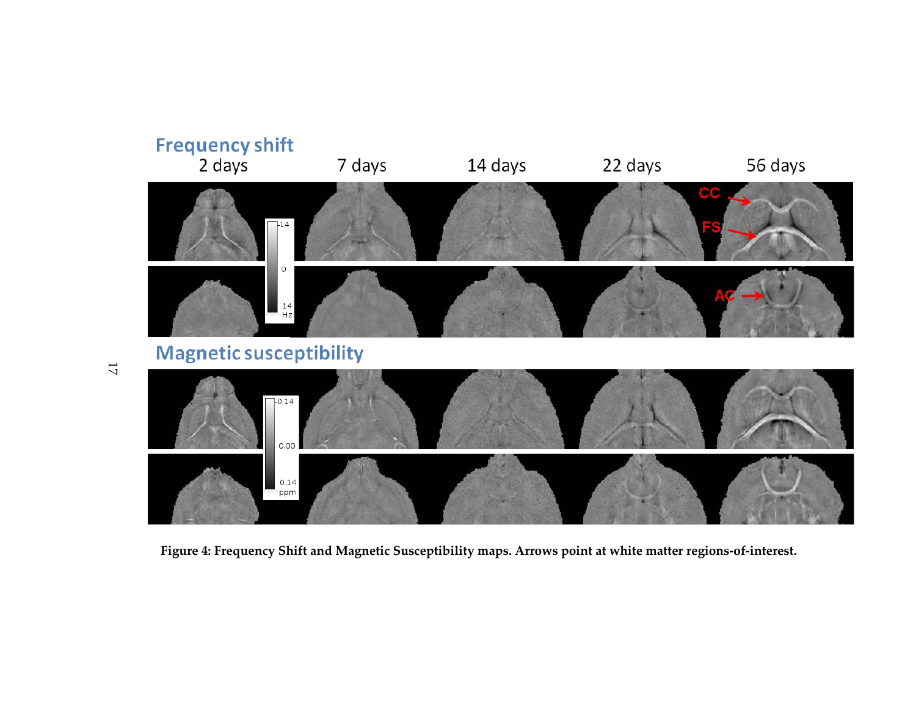**Figure 4: Frequency Shift and Magnetic Susceptibility maps. Arrows point at white matter regions-of-interest.**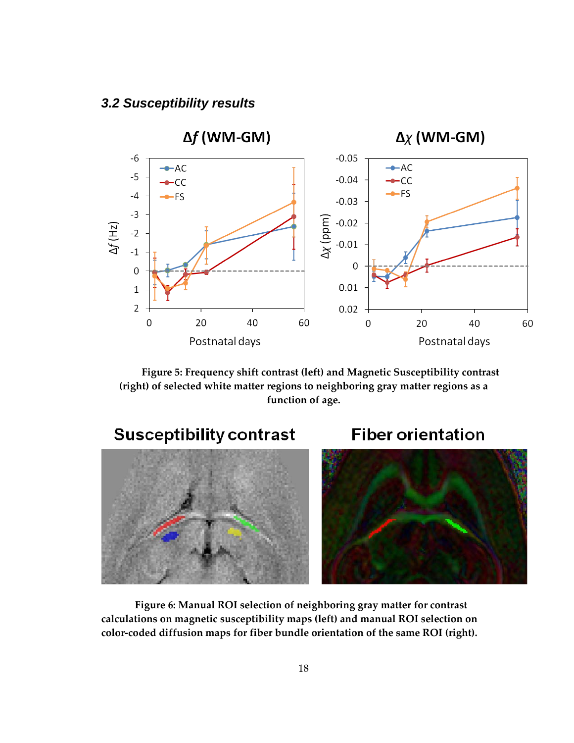### *3.2 Susceptibility results*

**Figure 5: Frequency shift contrast (left) and Magnetic Susceptibility contrast (right) of selected white matter regions to neighboring gray matter regions as a function of age.**

**Figure 6: Manual ROI selection of neighboring gray matter for contrast calculations on magnetic susceptibility maps (left) and manual ROI selection on color-coded diffusion maps for fiber bundle orientation of the same ROI (right).**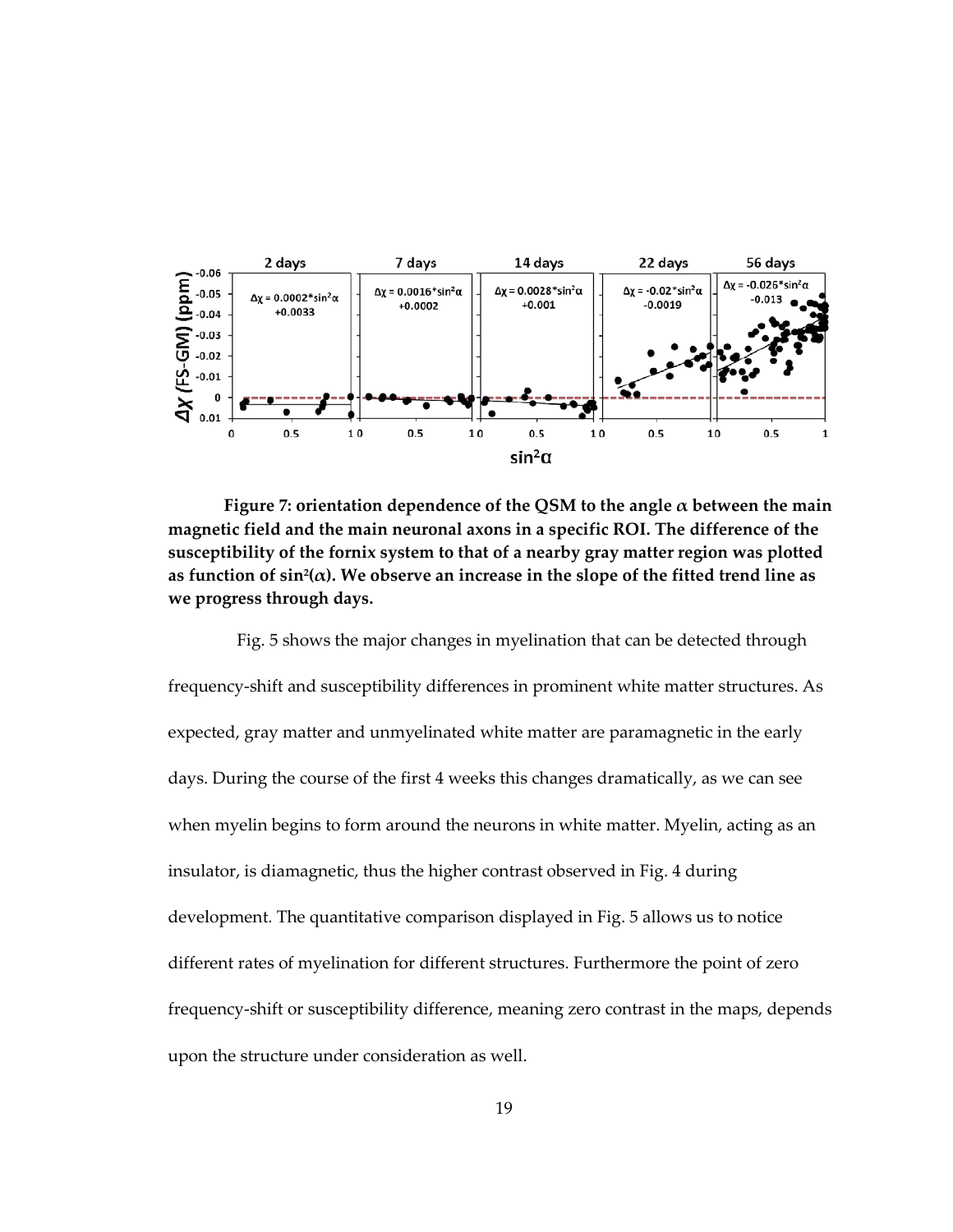**Figure 7: orientation dependence of the QSM to the angle $\alpha$ between the main magnetic field and the main neuronal axons in a specific ROI. The difference of the susceptibility of the fornix system to that of a nearby gray matter region was plotted as function of $\sin^2(\alpha)$. We observe an increase in the slope of the fitted trend line as we progress through days.**

Fig. 5 shows the major changes in myelination that can be detected through frequency-shift and susceptibility differences in prominent white matter structures. As expected, gray matter and unmyelinated white matter are paramagnetic in the early days. During the course of the first 4 weeks this changes dramatically, as we can see when myelin begins to form around the neurons in white matter. Myelin, acting as an insulator, is diamagnetic, thus the higher contrast observed in Fig. 4 during development. The quantitative comparison displayed in Fig. 5 allows us to notice different rates of myelination for different structures. Furthermore the point of zero frequency-shift or susceptibility difference, meaning zero contrast in the maps, depends upon the structure under consideration as well.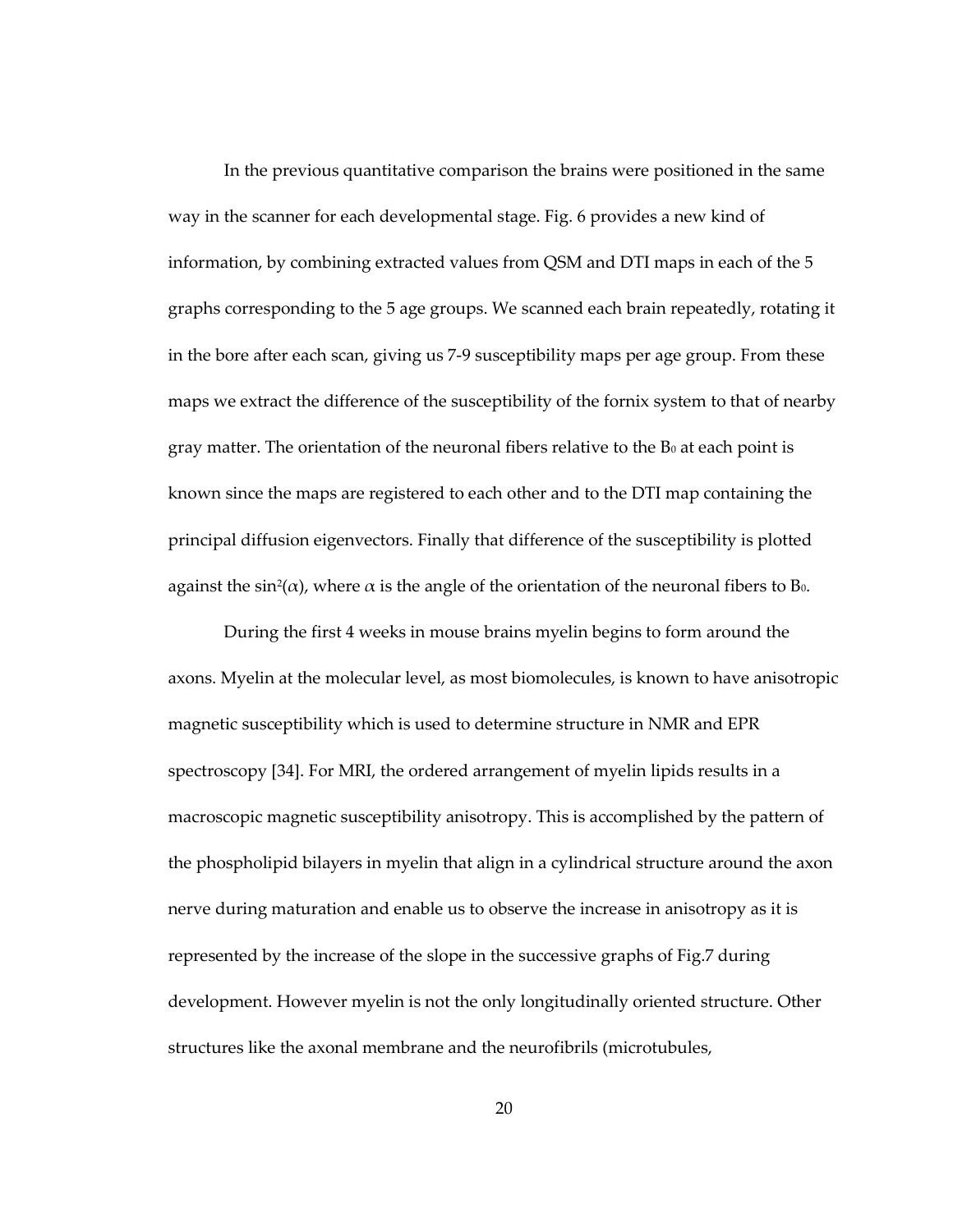In the previous quantitative comparison the brains were positioned in the same way in the scanner for each developmental stage. Fig. 6 provides a new kind of information, by combining extracted values from QSM and DTI maps in each of the 5 graphs corresponding to the 5 age groups. We scanned each brain repeatedly, rotating it in the bore after each scan, giving us 7-9 susceptibility maps per age group. From these maps we extract the difference of the susceptibility of the fornix system to that of nearby gray matter. The orientation of the neuronal fibers relative to the $B_0$ at each point is known since the maps are registered to each other and to the DTI map containing the principal diffusion eigenvectors. Finally that difference of the susceptibility is plotted against the $\sin^2(\alpha)$, where $\alpha$ is the angle of the orientation of the neuronal fibers to $B_0$.

During the first 4 weeks in mouse brains myelin begins to form around the axons. Myelin at the molecular level, as most biomolecules, is known to have anisotropic magnetic susceptibility which is used to determine structure in NMR and EPR spectroscopy [34]. For MRI, the ordered arrangement of myelin lipids results in a macroscopic magnetic susceptibility anisotropy. This is accomplished by the pattern of the phospholipid bilayers in myelin that align in a cylindrical structure around the axon nerve during maturation and enable us to observe the increase in anisotropy as it is represented by the increase of the slope in the successive graphs of Fig.7 during development. However myelin is not the only longitudinally oriented structure. Other structures like the axonal membrane and the neurofibrils (microtubules,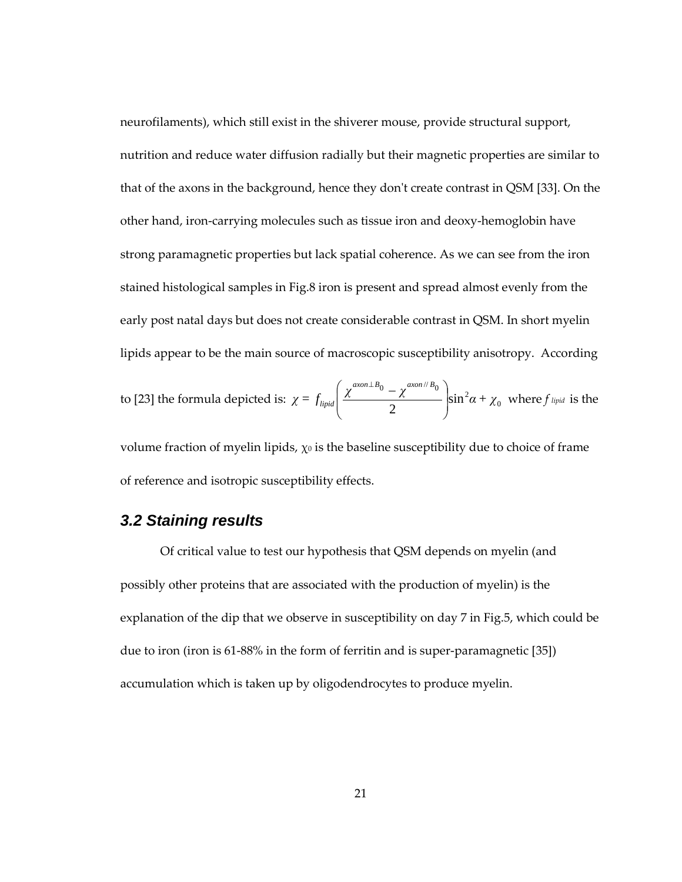neurofilaments), which still exist in the shiverer mouse, provide structural support, nutrition and reduce water diffusion radially but their magnetic properties are similar to that of the axons in the background, hence they don't create contrast in QSM [33]. On the other hand, iron-carrying molecules such as tissue iron and deoxy-hemoglobin have strong paramagnetic properties but lack spatial coherence. As we can see from the iron stained histological samples in Fig.8 iron is present and spread almost evenly from the early post natal days but does not create considerable contrast in QSM. In short myelin lipids appear to be the main source of macroscopic susceptibility anisotropy. According to [23] the formula depicted is: $\chi = f_{lipid}\left(\frac{\chi^{axon\perp B_0} - \chi^{axon // B_0}}{2}\right)\sin^2\alpha + \chi_0$ where $f_{lipid}$ is the volume fraction of myelin lipids, $\chi_0$ is the baseline susceptibility due to choice of frame of reference and isotropic susceptibility effects.

## *3.2 Staining results*

Of critical value to test our hypothesis that QSM depends on myelin (and possibly other proteins that are associated with the production of myelin) is the explanation of the dip that we observe in susceptibility on day 7 in Fig.5, which could be due to iron (iron is 61-88% in the form of ferritin and is super-paramagnetic [35]) accumulation which is taken up by oligodendrocytes to produce myelin.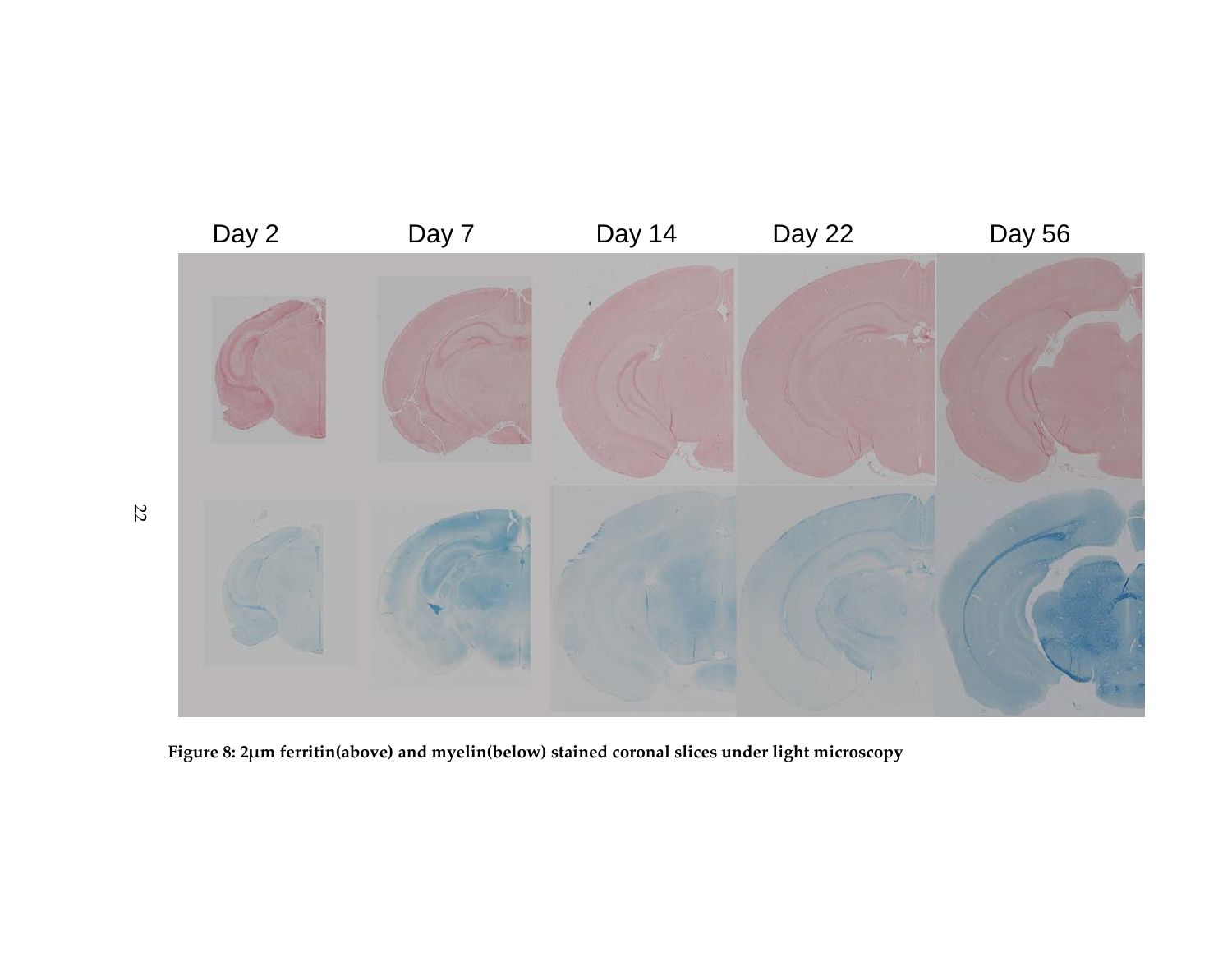Day 2 Day 7 Day 14 Day 22 Day 56

**Figure 8: 2μm ferritin(above) and myelin(below) stained coronal slices under light microscopy**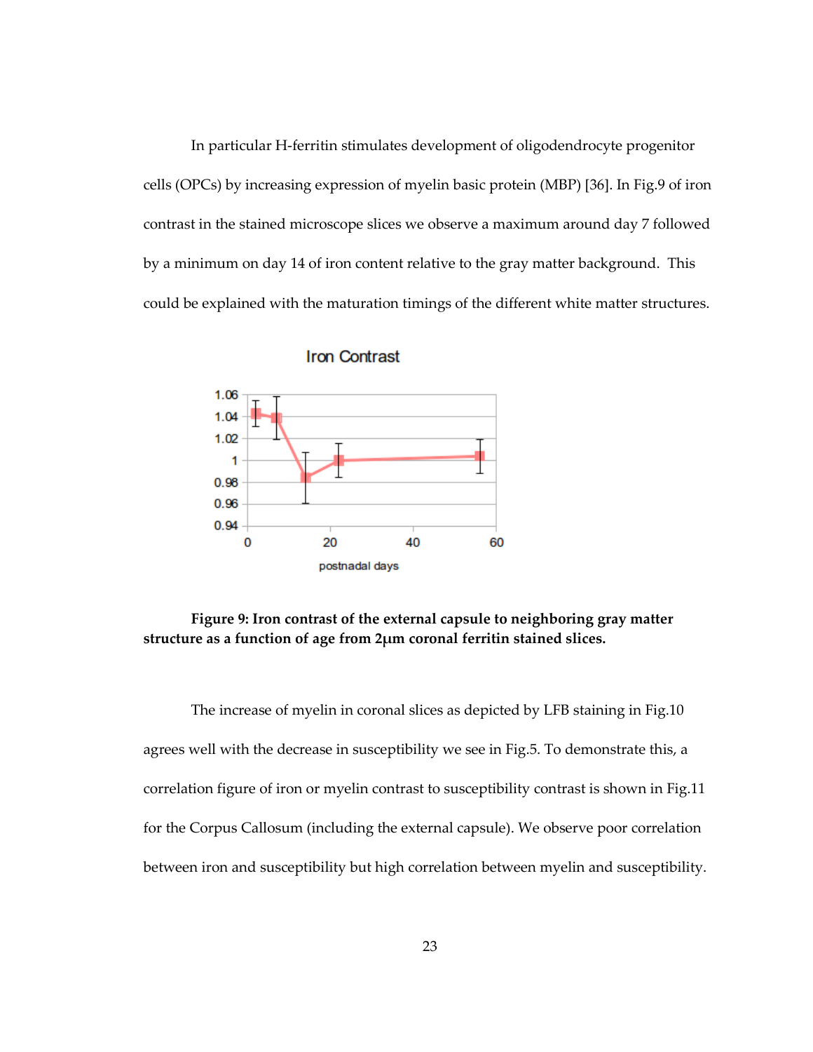In particular H-ferritin stimulates development of oligodendrocyte progenitor cells (OPCs) by increasing expression of myelin basic protein (MBP) [36]. In Fig.9 of iron contrast in the stained microscope slices we observe a maximum around day 7 followed by a minimum on day 14 of iron content relative to the gray matter background. This could be explained with the maturation timings of the different white matter structures.

**Figure 9: Iron contrast of the external capsule to neighboring gray matter structure as a function of age from 2μm coronal ferritin stained slices.**

The increase of myelin in coronal slices as depicted by LFB staining in Fig.10 agrees well with the decrease in susceptibility we see in Fig.5. To demonstrate this, a correlation figure of iron or myelin contrast to susceptibility contrast is shown in Fig.11 for the Corpus Callosum (including the external capsule). We observe poor correlation between iron and susceptibility but high correlation between myelin and susceptibility.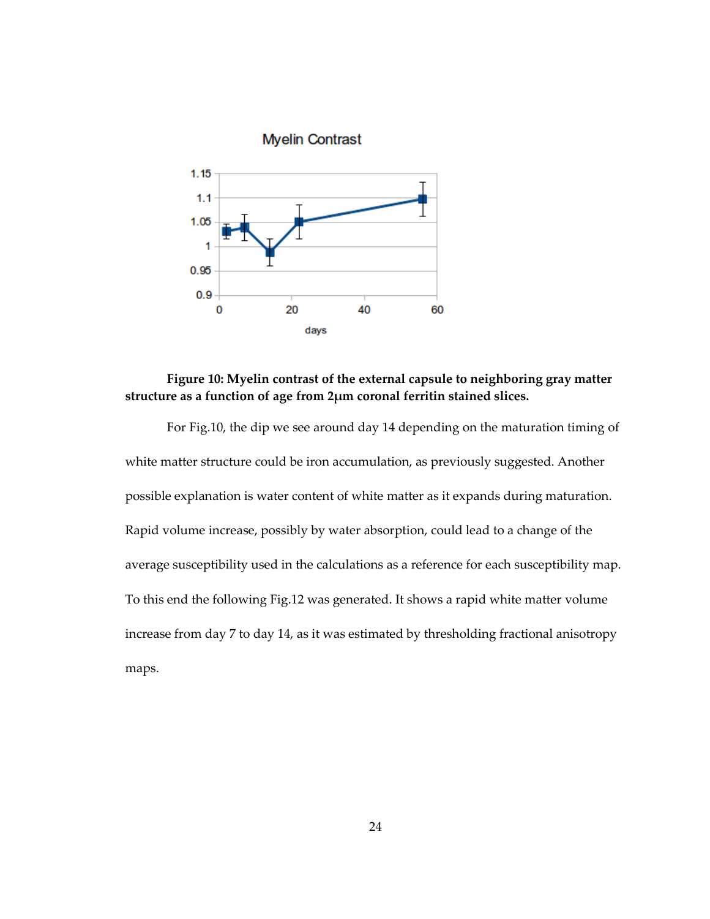**Figure 10: Myelin contrast of the external capsule to neighboring gray matter structure as a function of age from 2μm coronal ferritin stained slices.**

For Fig.10, the dip we see around day 14 depending on the maturation timing of white matter structure could be iron accumulation, as previously suggested. Another possible explanation is water content of white matter as it expands during maturation. Rapid volume increase, possibly by water absorption, could lead to a change of the average susceptibility used in the calculations as a reference for each susceptibility map. To this end the following Fig.12 was generated. It shows a rapid white matter volume increase from day 7 to day 14, as it was estimated by thresholding fractional anisotropy maps.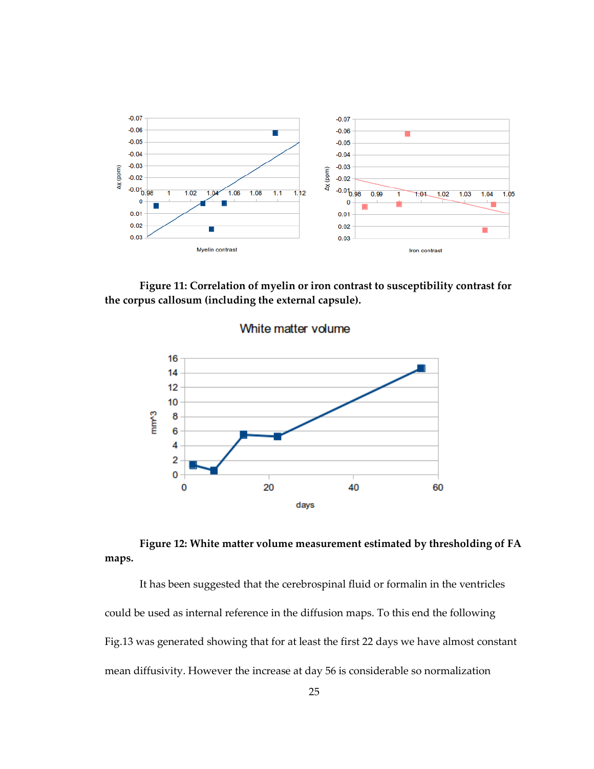**Figure 11: Correlation of myelin or iron contrast to susceptibility contrast for the corpus callosum (including the external capsule).**

**Figure 12: White matter volume measurement estimated by thresholding of FA maps.**

It has been suggested that the cerebrospinal fluid or formalin in the ventricles could be used as internal reference in the diffusion maps. To this end the following Fig.13 was generated showing that for at least the first 22 days we have almost constant mean diffusivity. However the increase at day 56 is considerable so normalization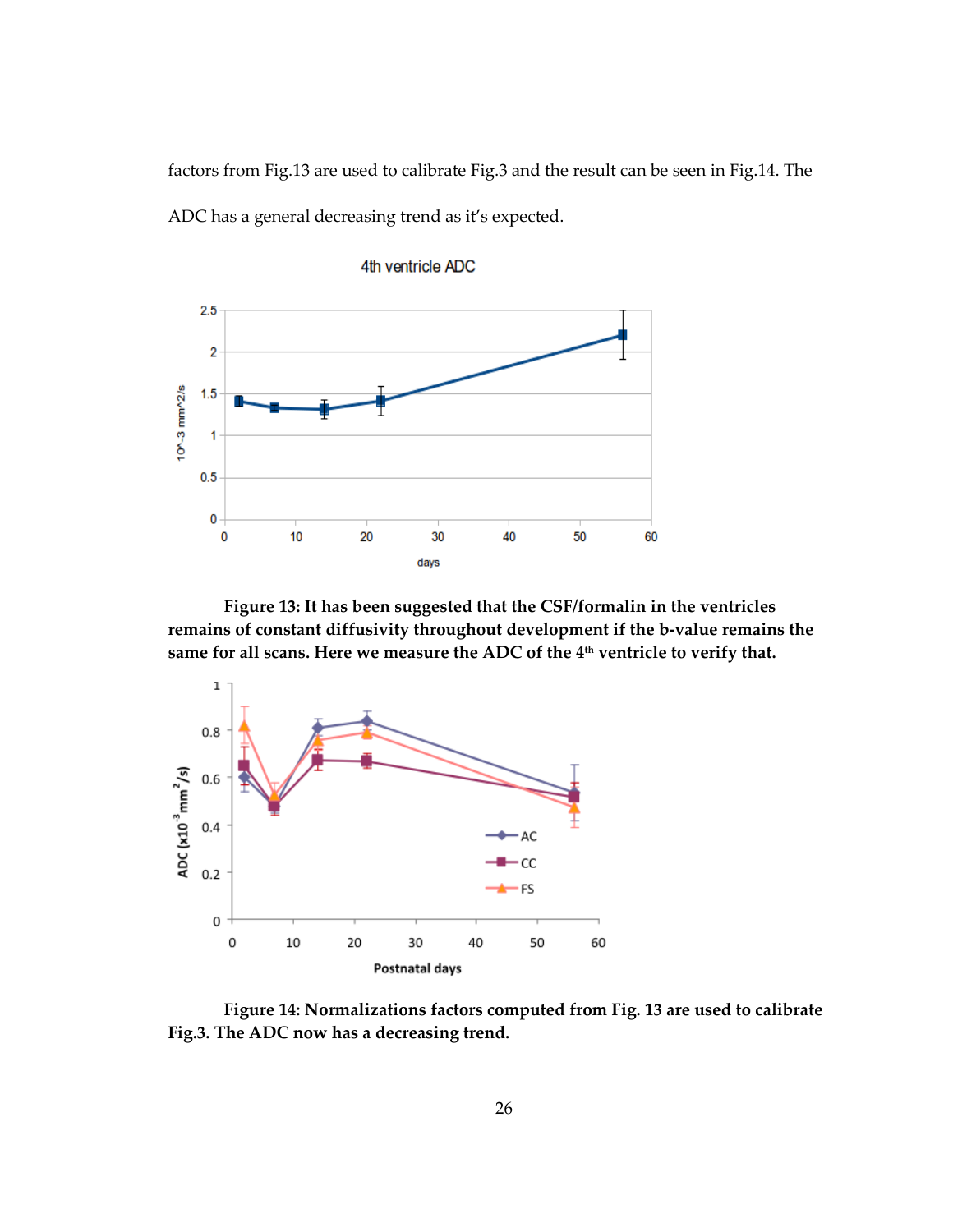factors from Fig.13 are used to calibrate Fig.3 and the result can be seen in Fig.14. The ADC has a general decreasing trend as it's expected.

**Figure 13: It has been suggested that the CSF/formalin in the ventricles remains of constant diffusivity throughout development if the b-value remains the same for all scans. Here we measure the ADC of the 4th ventricle to verify that.**

**Figure 14: Normalizations factors computed from Fig. 13 are used to calibrate Fig.3. The ADC now has a decreasing trend.**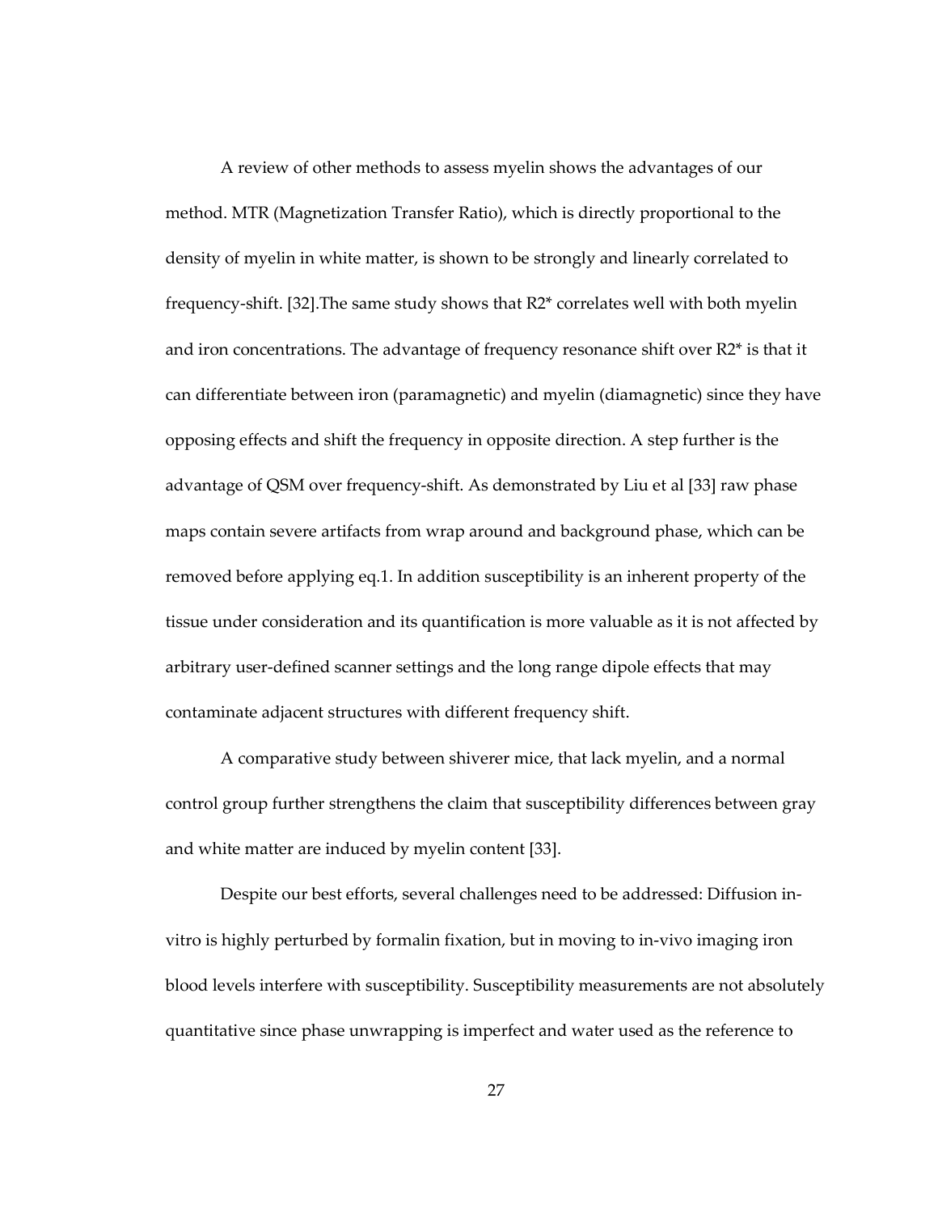A review of other methods to assess myelin shows the advantages of our method. MTR (Magnetization Transfer Ratio), which is directly proportional to the density of myelin in white matter, is shown to be strongly and linearly correlated to frequency-shift. [32].The same study shows that $R2^*$ correlates well with both myelin and iron concentrations. The advantage of frequency resonance shift over $R2^*$ is that it can differentiate between iron (paramagnetic) and myelin (diamagnetic) since they have opposing effects and shift the frequency in opposite direction. A step further is the advantage of QSM over frequency-shift. As demonstrated by Liu et al [33] raw phase maps contain severe artifacts from wrap around and background phase, which can be removed before applying eq.1. In addition susceptibility is an inherent property of the tissue under consideration and its quantification is more valuable as it is not affected by arbitrary user-defined scanner settings and the long range dipole effects that may contaminate adjacent structures with different frequency shift.

A comparative study between shiverer mice, that lack myelin, and a normal control group further strengthens the claim that susceptibility differences between gray and white matter are induced by myelin content [33].

Despite our best efforts, several challenges need to be addressed: Diffusion in-vitro is highly perturbed by formalin fixation, but in moving to in-vivo imaging iron blood levels interfere with susceptibility. Susceptibility measurements are not absolutely quantitative since phase unwrapping is imperfect and water used as the reference to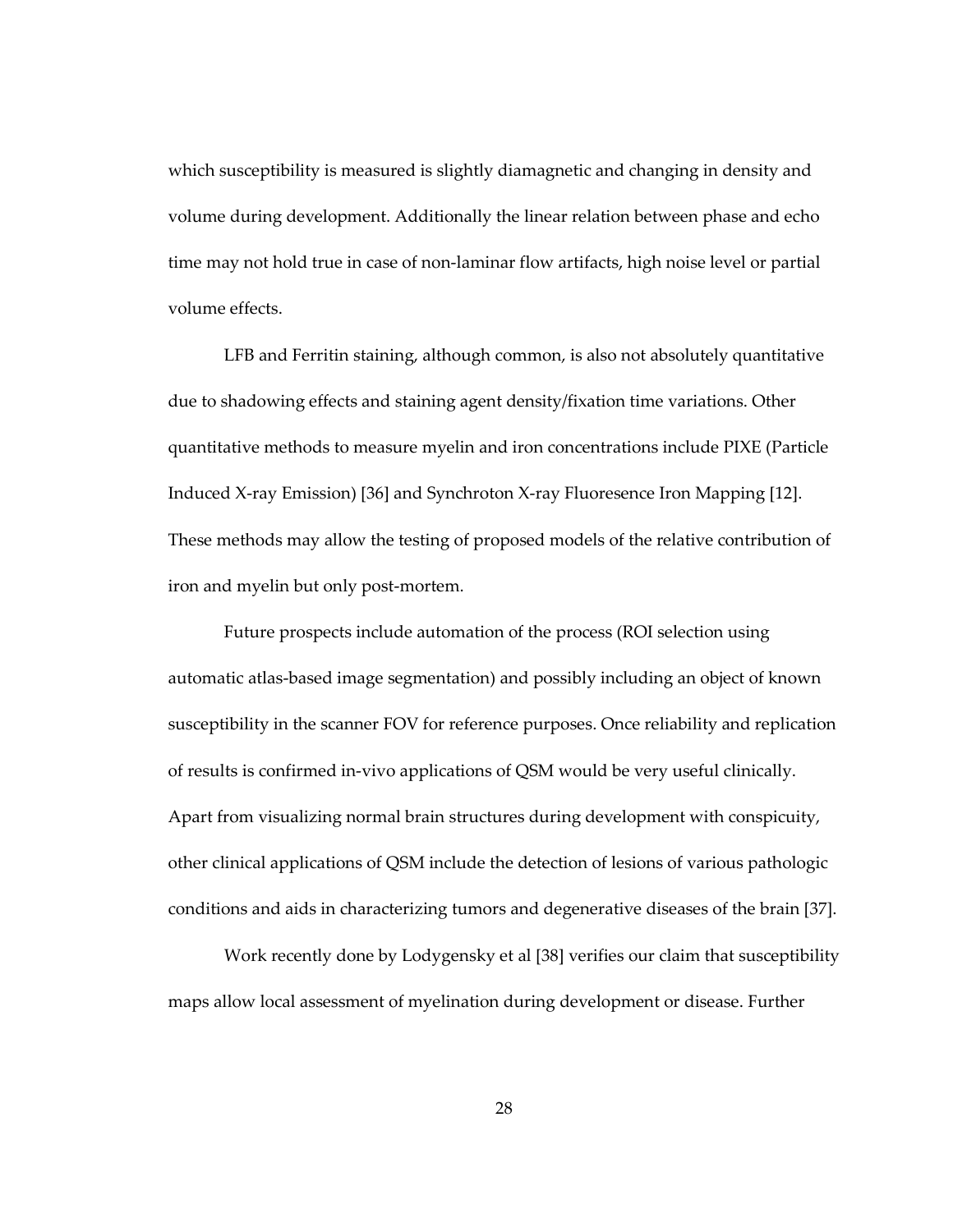which susceptibility is measured is slightly diamagnetic and changing in density and volume during development. Additionally the linear relation between phase and echo time may not hold true in case of non-laminar flow artifacts, high noise level or partial volume effects.

LFB and Ferritin staining, although common, is also not absolutely quantitative due to shadowing effects and staining agent density/fixation time variations. Other quantitative methods to measure myelin and iron concentrations include PIXE (Particle Induced X-ray Emission) [36] and Synchroton X-ray Fluoresence Iron Mapping [12]. These methods may allow the testing of proposed models of the relative contribution of iron and myelin but only post-mortem.

Future prospects include automation of the process (ROI selection using automatic atlas-based image segmentation) and possibly including an object of known susceptibility in the scanner FOV for reference purposes. Once reliability and replication of results is confirmed in-vivo applications of QSM would be very useful clinically. Apart from visualizing normal brain structures during development with conspicuity, other clinical applications of QSM include the detection of lesions of various pathologic conditions and aids in characterizing tumors and degenerative diseases of the brain [37].

Work recently done by Lodygensky et al [38] verifies our claim that susceptibility maps allow local assessment of myelination during development or disease. Further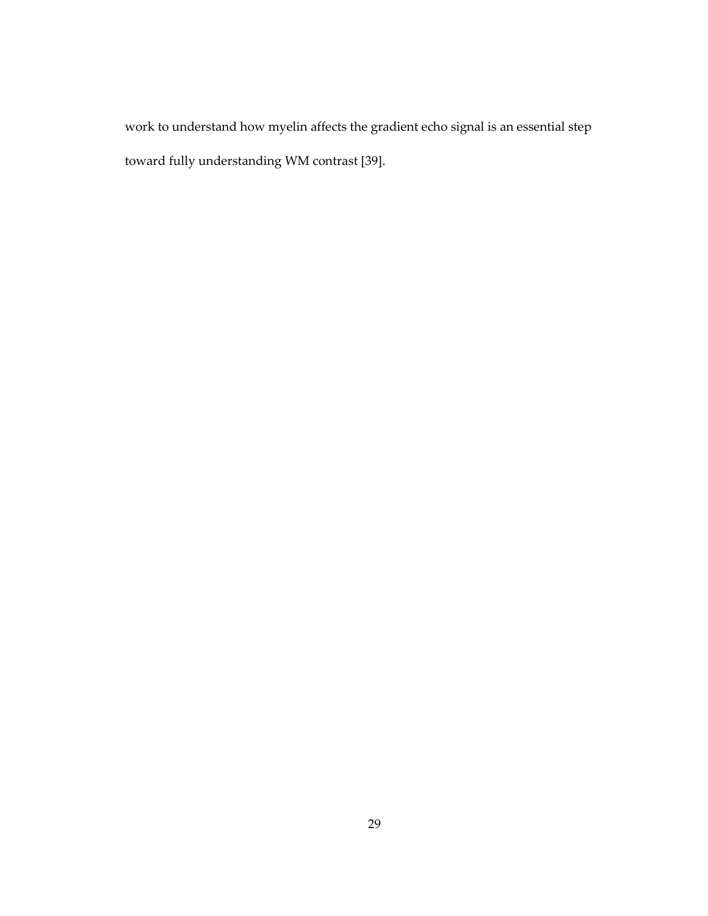work to understand how myelin affects the gradient echo signal is an essential step toward fully understanding WM contrast [39].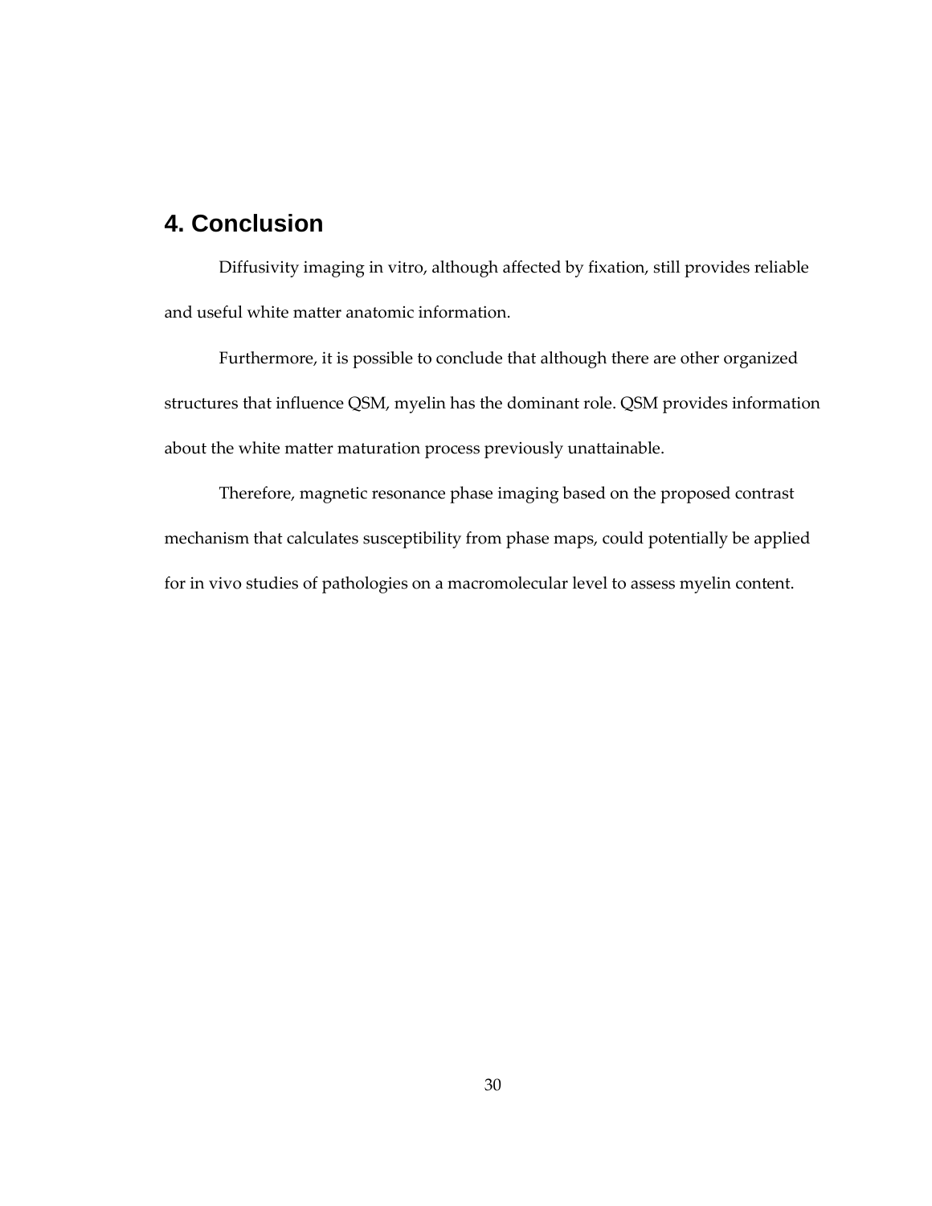# 4. Conclusion

Diffusivity imaging in vitro, although affected by fixation, still provides reliable and useful white matter anatomic information.

Furthermore, it is possible to conclude that although there are other organized structures that influence QSM, myelin has the dominant role. QSM provides information about the white matter maturation process previously unattainable.

Therefore, magnetic resonance phase imaging based on the proposed contrast mechanism that calculates susceptibility from phase maps, could potentially be applied for in vivo studies of pathologies on a macromolecular level to assess myelin content.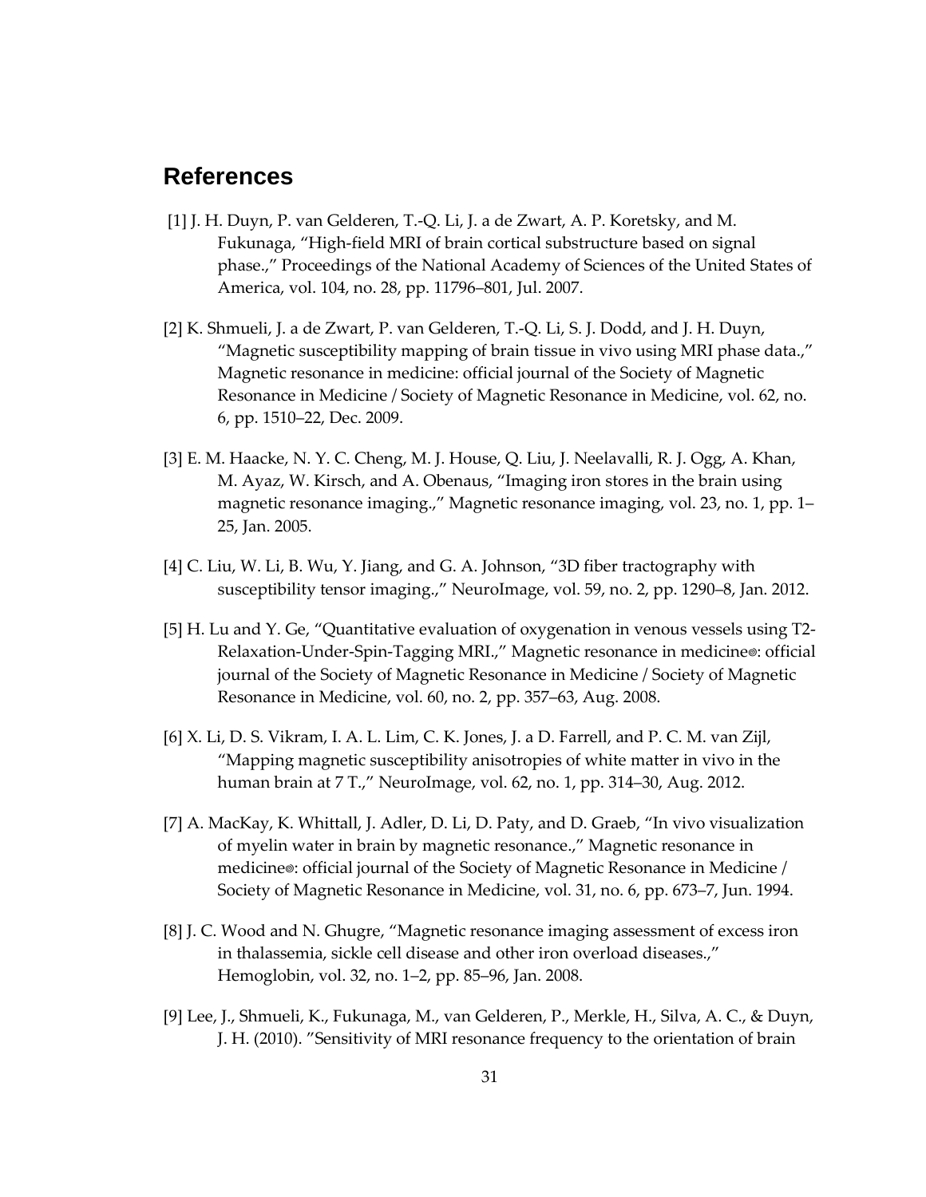## References

[1] J. H. Duyn, P. van Gelderen, T.-Q. Li, J. a de Zwart, A. P. Koretsky, and M. Fukunaga, "High-field MRI of brain cortical substructure based on signal phase.," Proceedings of the National Academy of Sciences of the United States of America, vol. 104, no. 28, pp. 11796–801, Jul. 2007.

[2] K. Shmueli, J. a de Zwart, P. van Gelderen, T.-Q. Li, S. J. Dodd, and J. H. Duyn, "Magnetic susceptibility mapping of brain tissue in vivo using MRI phase data.," Magnetic resonance in medicine: official journal of the Society of Magnetic Resonance in Medicine / Society of Magnetic Resonance in Medicine, vol. 62, no. 6, pp. 1510–22, Dec. 2009.

[3] E. M. Haacke, N. Y. C. Cheng, M. J. House, Q. Liu, J. Neelavalli, R. J. Ogg, A. Khan, M. Ayaz, W. Kirsch, and A. Obenaus, "Imaging iron stores in the brain using magnetic resonance imaging.," Magnetic resonance imaging, vol. 23, no. 1, pp. 1–25, Jan. 2005.

[4] C. Liu, W. Li, B. Wu, Y. Jiang, and G. A. Johnson, "3D fiber tractography with susceptibility tensor imaging.," NeuroImage, vol. 59, no. 2, pp. 1290–8, Jan. 2012.

[5] H. Lu and Y. Ge, "Quantitative evaluation of oxygenation in venous vessels using T2-Relaxation-Under-Spin-Tagging MRI.," Magnetic resonance in medicine◎: official journal of the Society of Magnetic Resonance in Medicine / Society of Magnetic Resonance in Medicine, vol. 60, no. 2, pp. 357–63, Aug. 2008.

[6] X. Li, D. S. Vikram, I. A. L. Lim, C. K. Jones, J. a D. Farrell, and P. C. M. van Zijl, "Mapping magnetic susceptibility anisotropies of white matter in vivo in the human brain at 7 T.," NeuroImage, vol. 62, no. 1, pp. 314–30, Aug. 2012.

[7] A. MacKay, K. Whittall, J. Adler, D. Li, D. Paty, and D. Graeb, "In vivo visualization of myelin water in brain by magnetic resonance.," Magnetic resonance in medicine◎: official journal of the Society of Magnetic Resonance in Medicine / Society of Magnetic Resonance in Medicine, vol. 31, no. 6, pp. 673–7, Jun. 1994.

[8] J. C. Wood and N. Ghugre, "Magnetic resonance imaging assessment of excess iron in thalassemia, sickle cell disease and other iron overload diseases.," Hemoglobin, vol. 32, no. 1–2, pp. 85–96, Jan. 2008.

[9] Lee, J., Shmueli, K., Fukunaga, M., van Gelderen, P., Merkle, H., Silva, A. C., & Duyn, J. H. (2010). "Sensitivity of MRI resonance frequency to the orientation of brain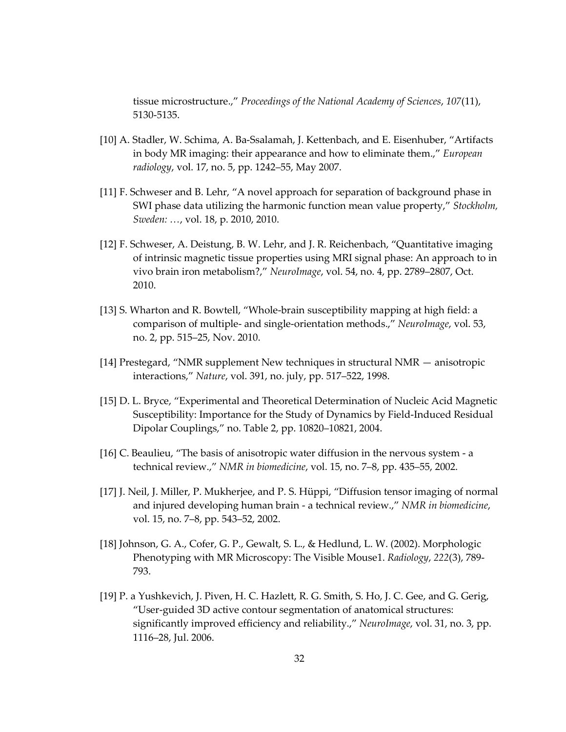tissue microstructure.," *Proceedings of the National Academy of Sciences*, *107*(11), 5130-5135.

[10] A. Stadler, W. Schima, A. Ba-Ssalamah, J. Kettenbach, and E. Eisenhuber, "Artifacts in body MR imaging: their appearance and how to eliminate them.," *European radiology*, vol. 17, no. 5, pp. 1242–55, May 2007.

[11] F. Schweser and B. Lehr, "A novel approach for separation of background phase in SWI phase data utilizing the harmonic function mean value property," *Stockholm, Sweden: …*, vol. 18, p. 2010, 2010.

[12] F. Schweser, A. Deistung, B. W. Lehr, and J. R. Reichenbach, "Quantitative imaging of intrinsic magnetic tissue properties using MRI signal phase: An approach to in vivo brain iron metabolism?," *NeuroImage*, vol. 54, no. 4, pp. 2789–2807, Oct. 2010.

[13] S. Wharton and R. Bowtell, "Whole-brain susceptibility mapping at high field: a comparison of multiple- and single-orientation methods.," *NeuroImage*, vol. 53, no. 2, pp. 515–25, Nov. 2010.

[14] Prestegard, "NMR supplement New techniques in structural NMR — anisotropic interactions," *Nature*, vol. 391, no. july, pp. 517–522, 1998.

[15] D. L. Bryce, "Experimental and Theoretical Determination of Nucleic Acid Magnetic Susceptibility: Importance for the Study of Dynamics by Field-Induced Residual Dipolar Couplings," no. Table 2, pp. 10820–10821, 2004.

[16] C. Beaulieu, "The basis of anisotropic water diffusion in the nervous system - a technical review.," *NMR in biomedicine*, vol. 15, no. 7–8, pp. 435–55, 2002.

[17] J. Neil, J. Miller, P. Mukherjee, and P. S. Hüppi, "Diffusion tensor imaging of normal and injured developing human brain - a technical review.," *NMR in biomedicine*, vol. 15, no. 7–8, pp. 543–52, 2002.

[18] Johnson, G. A., Cofer, G. P., Gewalt, S. L., & Hedlund, L. W. (2002). Morphologic Phenotyping with MR Microscopy: The Visible Mouse1. *Radiology*, *222*(3), 789-793.

[19] P. a Yushkevich, J. Piven, H. C. Hazlett, R. G. Smith, S. Ho, J. C. Gee, and G. Gerig, "User-guided 3D active contour segmentation of anatomical structures: significantly improved efficiency and reliability.," *NeuroImage*, vol. 31, no. 3, pp. 1116–28, Jul. 2006.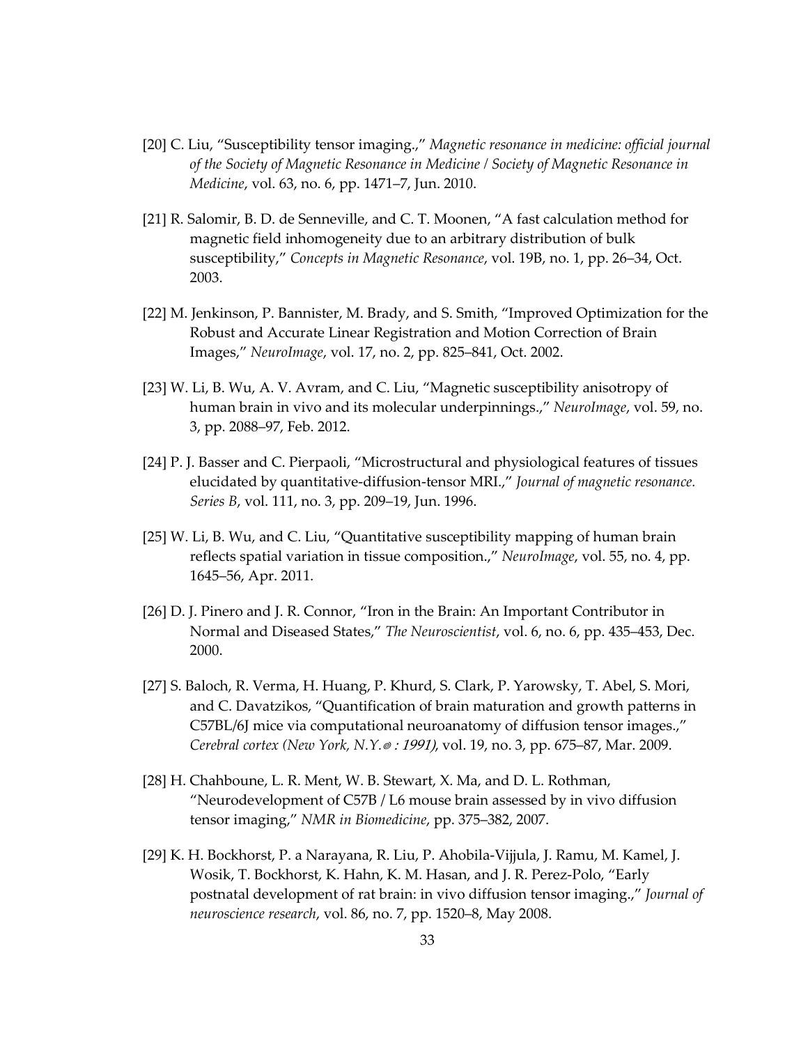[20] C. Liu, "Susceptibility tensor imaging.," *Magnetic resonance in medicine: official journal of the Society of Magnetic Resonance in Medicine / Society of Magnetic Resonance in Medicine*, vol. 63, no. 6, pp. 1471–7, Jun. 2010.

[21] R. Salomir, B. D. de Senneville, and C. T. Moonen, "A fast calculation method for magnetic field inhomogeneity due to an arbitrary distribution of bulk susceptibility," *Concepts in Magnetic Resonance*, vol. 19B, no. 1, pp. 26–34, Oct. 2003.

[22] M. Jenkinson, P. Bannister, M. Brady, and S. Smith, "Improved Optimization for the Robust and Accurate Linear Registration and Motion Correction of Brain Images," *NeuroImage*, vol. 17, no. 2, pp. 825–841, Oct. 2002.

[23] W. Li, B. Wu, A. V. Avram, and C. Liu, "Magnetic susceptibility anisotropy of human brain in vivo and its molecular underpinnings.," *NeuroImage*, vol. 59, no. 3, pp. 2088–97, Feb. 2012.

[24] P. J. Basser and C. Pierpaoli, "Microstructural and physiological features of tissues elucidated by quantitative-diffusion-tensor MRI.," *Journal of magnetic resonance. Series B*, vol. 111, no. 3, pp. 209–19, Jun. 1996.

[25] W. Li, B. Wu, and C. Liu, "Quantitative susceptibility mapping of human brain reflects spatial variation in tissue composition.," *NeuroImage*, vol. 55, no. 4, pp. 1645–56, Apr. 2011.

[26] D. J. Pinero and J. R. Connor, "Iron in the Brain: An Important Contributor in Normal and Diseased States," *The Neuroscientist*, vol. 6, no. 6, pp. 435–453, Dec. 2000.

[27] S. Baloch, R. Verma, H. Huang, P. Khurd, S. Clark, P. Yarowsky, T. Abel, S. Mori, and C. Davatzikos, "Quantification of brain maturation and growth patterns in C57BL/6J mice via computational neuroanatomy of diffusion tensor images.," *Cerebral cortex (New York, N.Y. : 1991)*, vol. 19, no. 3, pp. 675–87, Mar. 2009.

[28] H. Chahboune, L. R. Ment, W. B. Stewart, X. Ma, and D. L. Rothman, "Neurodevelopment of C57B / L6 mouse brain assessed by in vivo diffusion tensor imaging," *NMR in Biomedicine*, pp. 375–382, 2007.

[29] K. H. Bockhorst, P. a Narayana, R. Liu, P. Ahobila-Vijjula, J. Ramu, M. Kamel, J. Wosik, T. Bockhorst, K. Hahn, K. M. Hasan, and J. R. Perez-Polo, "Early postnatal development of rat brain: in vivo diffusion tensor imaging.," *Journal of neuroscience research*, vol. 86, no. 7, pp. 1520–8, May 2008.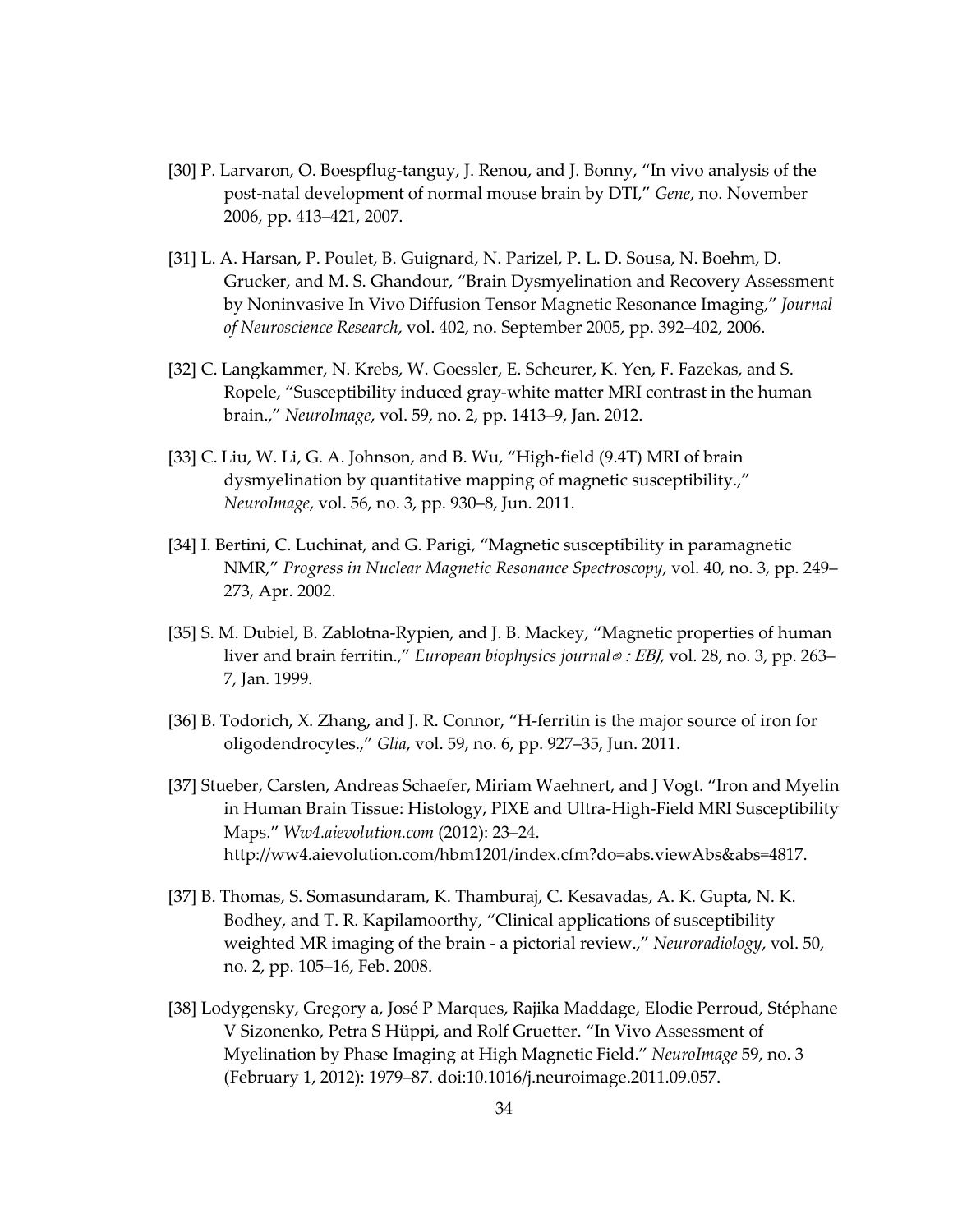[30] P. Larvaron, O. Boespflug-tanguy, J. Renou, and J. Bonny, "In vivo analysis of the post-natal development of normal mouse brain by DTI," *Gene*, no. November 2006, pp. 413–421, 2007.

[31] L. A. Harsan, P. Poulet, B. Guignard, N. Parizel, P. L. D. Sousa, N. Boehm, D. Grucker, and M. S. Ghandour, "Brain Dysmyelination and Recovery Assessment by Noninvasive In Vivo Diffusion Tensor Magnetic Resonance Imaging," *Journal of Neuroscience Research*, vol. 402, no. September 2005, pp. 392–402, 2006.

[32] C. Langkammer, N. Krebs, W. Goessler, E. Scheurer, K. Yen, F. Fazekas, and S. Ropele, "Susceptibility induced gray-white matter MRI contrast in the human brain.," *NeuroImage*, vol. 59, no. 2, pp. 1413–9, Jan. 2012.

[33] C. Liu, W. Li, G. A. Johnson, and B. Wu, "High-field (9.4T) MRI of brain dysmyelination by quantitative mapping of magnetic susceptibility.," *NeuroImage*, vol. 56, no. 3, pp. 930–8, Jun. 2011.

[34] I. Bertini, C. Luchinat, and G. Parigi, "Magnetic susceptibility in paramagnetic NMR," *Progress in Nuclear Magnetic Resonance Spectroscopy*, vol. 40, no. 3, pp. 249–273, Apr. 2002.

[35] S. M. Dubiel, B. Zablotna-Rypien, and J. B. Mackey, "Magnetic properties of human liver and brain ferritin.," *European biophysics journal@ : EBJ*, vol. 28, no. 3, pp. 263–7, Jan. 1999.

[36] B. Todorich, X. Zhang, and J. R. Connor, "H-ferritin is the major source of iron for oligodendrocytes.," *Glia*, vol. 59, no. 6, pp. 927–35, Jun. 2011.

[37] Stueber, Carsten, Andreas Schaefer, Miriam Waehnert, and J Vogt. "Iron and Myelin in Human Brain Tissue: Histology, PIXE and Ultra-High-Field MRI Susceptibility Maps." *Ww4.aievolution.com* (2012): 23–24. http://ww4.aievolution.com/hbm1201/index.cfm?do=abs.viewAbs&abs=4817.

[37] B. Thomas, S. Somasundaram, K. Thamburaj, C. Kesavadas, A. K. Gupta, N. K. Bodhey, and T. R. Kapilamoorthy, "Clinical applications of susceptibility weighted MR imaging of the brain - a pictorial review.," *Neuroradiology*, vol. 50, no. 2, pp. 105–16, Feb. 2008.

[38] Lodygensky, Gregory a, José P Marques, Rajika Maddage, Elodie Perroud, Stéphane V Sizonenko, Petra S Hüppi, and Rolf Gruetter. "In Vivo Assessment of Myelination by Phase Imaging at High Magnetic Field." *NeuroImage* 59, no. 3 (February 1, 2012): 1979–87. doi:10.1016/j.neuroimage.2011.09.057.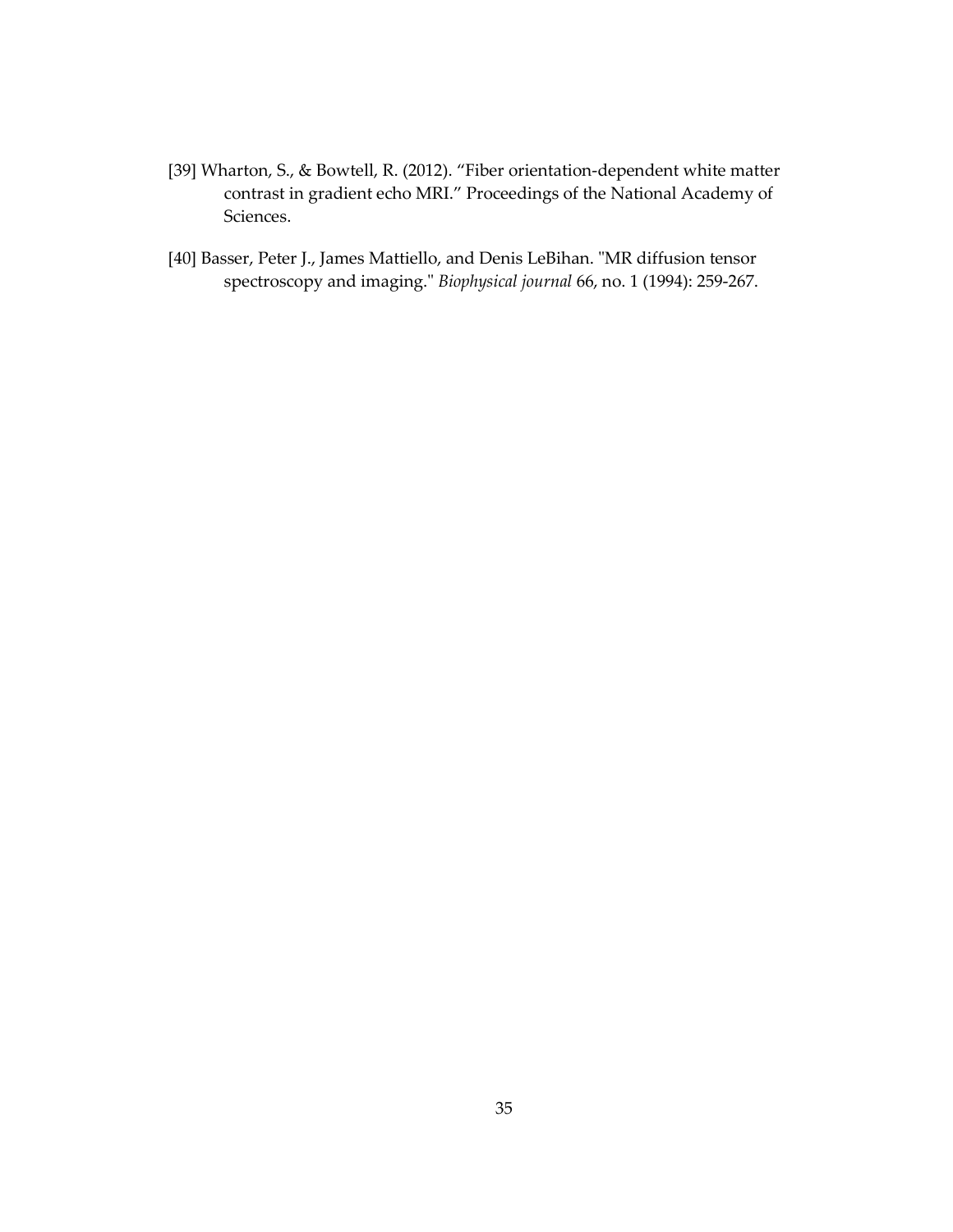[39] Wharton, S., & Bowtell, R. (2012). "Fiber orientation-dependent white matter contrast in gradient echo MRI." Proceedings of the National Academy of Sciences.

[40] Basser, Peter J., James Mattiello, and Denis LeBihan. "MR diffusion tensor spectroscopy and imaging." *Biophysical journal* 66, no. 1 (1994): 259-267.